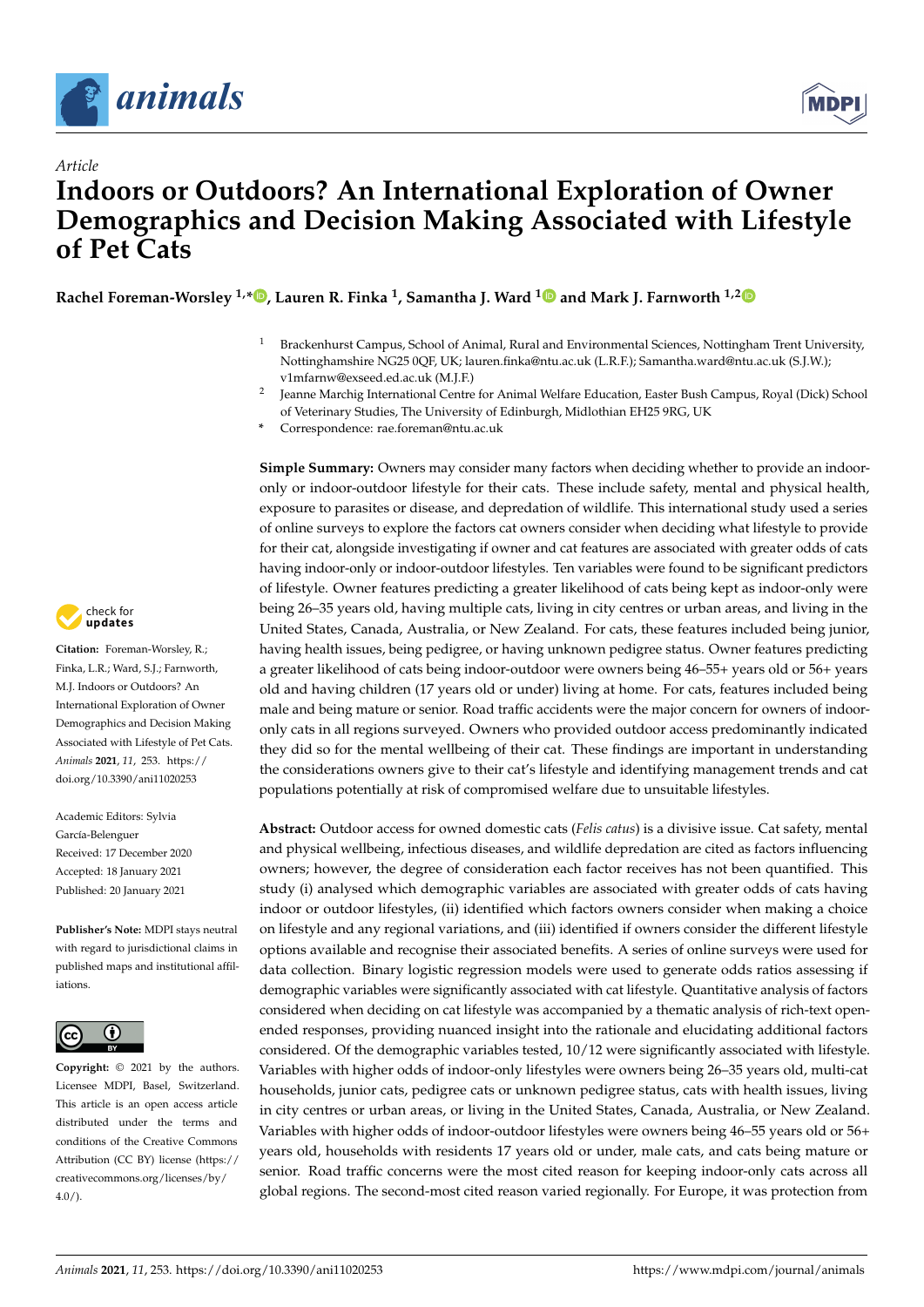*Article*

# Indoors or Outdoors? An International Exploration of Owner Demographics and Decision Making Associated with Lifestyle of Pet Cats

**Rachel Foreman-Worsley [1,*], Lauren R. Finka [1], Samantha J. Ward [1] and Mark J. Farnworth [1,2]**

[1] Brackenhurst Campus, School of Animal, Rural and Environmental Sciences, Nottingham Trent University, Nottinghamshire NG25 0QF, UK; lauren.finka@ntu.ac.uk (L.R.F.); Samantha.ward@ntu.ac.uk (S.J.W.); v1mfarnw@exseed.ed.ac.uk (M.J.F.)

[2] Jeanne Marchig International Centre for Animal Welfare Education, Easter Bush Campus, Royal (Dick) School of Veterinary Studies, The University of Edinburgh, Midlothian EH25 9RG, UK

\* Correspondence: rae.foreman@ntu.ac.uk

**Citation:** Foreman-Worsley, R.; Finka, L.R.; Ward, S.J.; Farnworth, M.J. Indoors or Outdoors? An International Exploration of Owner Demographics and Decision Making Associated with Lifestyle of Pet Cats. *Animals* **2021**, *11*, 253. https://doi.org/10.3390/ani11020253

Academic Editors: Sylvia García-Belenguer

Received: 17 December 2020
Accepted: 18 January 2021
Published: 20 January 2021

**Publisher's Note:** MDPI stays neutral with regard to jurisdictional claims in published maps and institutional affiliations.

**Copyright:** © 2021 by the authors. Licensee MDPI, Basel, Switzerland. This article is an open access article distributed under the terms and conditions of the Creative Commons Attribution (CC BY) license (https://creativecommons.org/licenses/by/4.0/).

**Simple Summary:** Owners may consider many factors when deciding whether to provide an indoor-only or indoor-outdoor lifestyle for their cats. These include safety, mental and physical health, exposure to parasites or disease, and depredation of wildlife. This international study used a series of online surveys to explore the factors cat owners consider when deciding what lifestyle to provide for their cat, alongside investigating if owner and cat features are associated with greater odds of cats having indoor-only or indoor-outdoor lifestyles. Ten variables were found to be significant predictors of lifestyle. Owner features predicting a greater likelihood of cats being kept as indoor-only were being 26–35 years old, having multiple cats, living in city centres or urban areas, and living in the United States, Canada, Australia, or New Zealand. For cats, these features included being junior, having health issues, being pedigree, or having unknown pedigree status. Owner features predicting a greater likelihood of cats being indoor-outdoor were owners being 46–55+ years old or 56+ years old and having children (17 years old or under) living at home. For cats, features included being male and being mature or senior. Road traffic accidents were the major concern for owners of indoor-only cats in all regions surveyed. Owners who provided outdoor access predominantly indicated they did so for the mental wellbeing of their cat. These findings are important in understanding the considerations owners give to their cat's lifestyle and identifying management trends and cat populations potentially at risk of compromised welfare due to unsuitable lifestyles.

**Abstract:** Outdoor access for owned domestic cats (*Felis catus*) is a divisive issue. Cat safety, mental and physical wellbeing, infectious diseases, and wildlife depredation are cited as factors influencing owners; however, the degree of consideration each factor receives has not been quantified. This study (i) analysed which demographic variables are associated with greater odds of cats having indoor or outdoor lifestyles, (ii) identified which factors owners consider when making a choice on lifestyle and any regional variations, and (iii) identified if owners consider the different lifestyle options available and recognise their associated benefits. A series of online surveys were used for data collection. Binary logistic regression models were used to generate odds ratios assessing if demographic variables were significantly associated with cat lifestyle. Quantitative analysis of factors considered when deciding on cat lifestyle was accompanied by a thematic analysis of rich-text open-ended responses, providing nuanced insight into the rationale and elucidating additional factors considered. Of the demographic variables tested, 10/12 were significantly associated with lifestyle. Variables with higher odds of indoor-only lifestyles were owners being 26–35 years old, multi-cat households, junior cats, pedigree cats or unknown pedigree status, cats with health issues, living in city centres or urban areas, or living in the United States, Canada, Australia, or New Zealand. Variables with higher odds of indoor-outdoor lifestyles were owners being 46–55 years old or 56+ years old, households with residents 17 years old or under, male cats, and cats being mature or senior. Road traffic concerns were the most cited reason for keeping indoor-only cats across all global regions. The second-most cited reason varied regionally. For Europe, it was protection from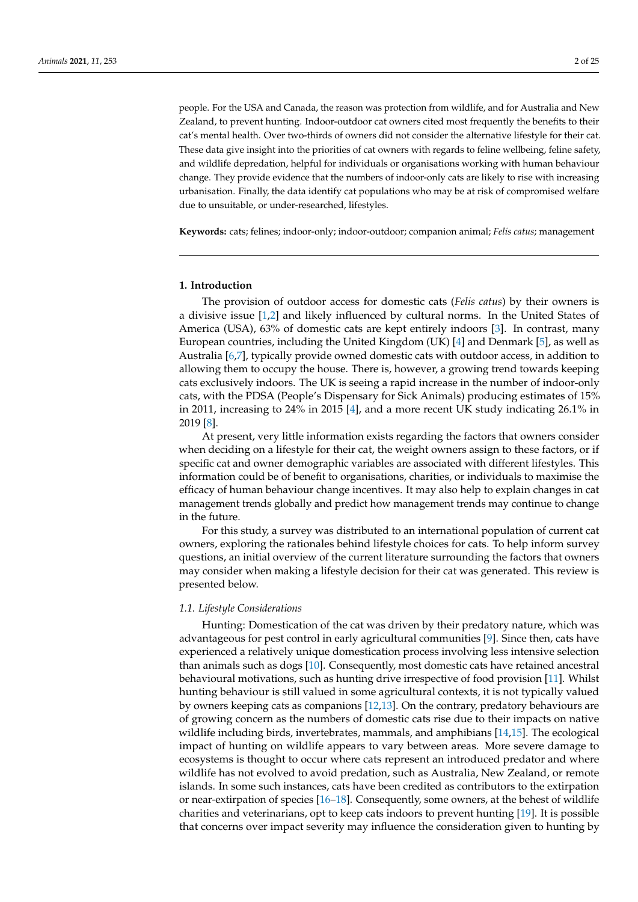people. For the USA and Canada, the reason was protection from wildlife, and for Australia and New Zealand, to prevent hunting. Indoor-outdoor cat owners cited most frequently the benefits to their cat's mental health. Over two-thirds of owners did not consider the alternative lifestyle for their cat. These data give insight into the priorities of cat owners with regards to feline wellbeing, feline safety, and wildlife depredation, helpful for individuals or organisations working with human behaviour change. They provide evidence that the numbers of indoor-only cats are likely to rise with increasing urbanisation. Finally, the data identify cat populations who may be at risk of compromised welfare due to unsuitable, or under-researched, lifestyles.

**Keywords:** cats; felines; indoor-only; indoor-outdoor; companion animal; *Felis catus*; management

## 1. Introduction

The provision of outdoor access for domestic cats (*Felis catus*) by their owners is a divisive issue [1,2] and likely influenced by cultural norms. In the United States of America (USA), 63% of domestic cats are kept entirely indoors [3]. In contrast, many European countries, including the United Kingdom (UK) [4] and Denmark [5], as well as Australia [6,7], typically provide owned domestic cats with outdoor access, in addition to allowing them to occupy the house. There is, however, a growing trend towards keeping cats exclusively indoors. The UK is seeing a rapid increase in the number of indoor-only cats, with the PDSA (People's Dispensary for Sick Animals) producing estimates of 15% in 2011, increasing to 24% in 2015 [4], and a more recent UK study indicating 26.1% in 2019 [8].

At present, very little information exists regarding the factors that owners consider when deciding on a lifestyle for their cat, the weight owners assign to these factors, or if specific cat and owner demographic variables are associated with different lifestyles. This information could be of benefit to organisations, charities, or individuals to maximise the efficacy of human behaviour change incentives. It may also help to explain changes in cat management trends globally and predict how management trends may continue to change in the future.

For this study, a survey was distributed to an international population of current cat owners, exploring the rationales behind lifestyle choices for cats. To help inform survey questions, an initial overview of the current literature surrounding the factors that owners may consider when making a lifestyle decision for their cat was generated. This review is presented below.

### 1.1. Lifestyle Considerations

Hunting: Domestication of the cat was driven by their predatory nature, which was advantageous for pest control in early agricultural communities [9]. Since then, cats have experienced a relatively unique domestication process involving less intensive selection than animals such as dogs [10]. Consequently, most domestic cats have retained ancestral behavioural motivations, such as hunting drive irrespective of food provision [11]. Whilst hunting behaviour is still valued in some agricultural contexts, it is not typically valued by owners keeping cats as companions [12,13]. On the contrary, predatory behaviours are of growing concern as the numbers of domestic cats rise due to their impacts on native wildlife including birds, invertebrates, mammals, and amphibians [14,15]. The ecological impact of hunting on wildlife appears to vary between areas. More severe damage to ecosystems is thought to occur where cats represent an introduced predator and where wildlife has not evolved to avoid predation, such as Australia, New Zealand, or remote islands. In some such instances, cats have been credited as contributors to the extirpation or near-extirpation of species [16–18]. Consequently, some owners, at the behest of wildlife charities and veterinarians, opt to keep cats indoors to prevent hunting [19]. It is possible that concerns over impact severity may influence the consideration given to hunting by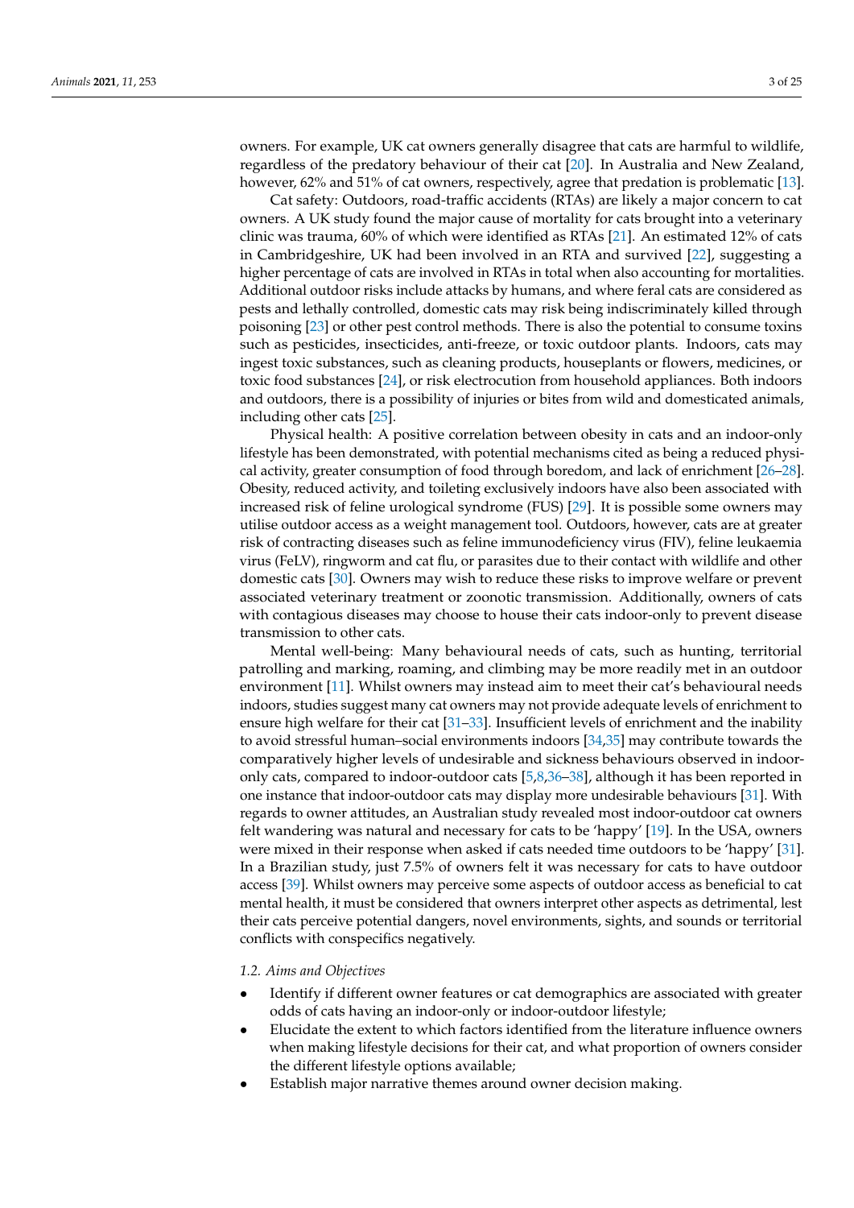owners. For example, UK cat owners generally disagree that cats are harmful to wildlife, regardless of the predatory behaviour of their cat [20]. In Australia and New Zealand, however, 62% and 51% of cat owners, respectively, agree that predation is problematic [13].

Cat safety: Outdoors, road-traffic accidents (RTAs) are likely a major concern to cat owners. A UK study found the major cause of mortality for cats brought into a veterinary clinic was trauma, 60% of which were identified as RTAs [21]. An estimated 12% of cats in Cambridgeshire, UK had been involved in an RTA and survived [22], suggesting a higher percentage of cats are involved in RTAs in total when also accounting for mortalities. Additional outdoor risks include attacks by humans, and where feral cats are considered as pests and lethally controlled, domestic cats may risk being indiscriminately killed through poisoning [23] or other pest control methods. There is also the potential to consume toxins such as pesticides, insecticides, anti-freeze, or toxic outdoor plants. Indoors, cats may ingest toxic substances, such as cleaning products, houseplants or flowers, medicines, or toxic food substances [24], or risk electrocution from household appliances. Both indoors and outdoors, there is a possibility of injuries or bites from wild and domesticated animals, including other cats [25].

Physical health: A positive correlation between obesity in cats and an indoor-only lifestyle has been demonstrated, with potential mechanisms cited as being a reduced physical activity, greater consumption of food through boredom, and lack of enrichment [26–28]. Obesity, reduced activity, and toileting exclusively indoors have also been associated with increased risk of feline urological syndrome (FUS) [29]. It is possible some owners may utilise outdoor access as a weight management tool. Outdoors, however, cats are at greater risk of contracting diseases such as feline immunodeficiency virus (FIV), feline leukaemia virus (FeLV), ringworm and cat flu, or parasites due to their contact with wildlife and other domestic cats [30]. Owners may wish to reduce these risks to improve welfare or prevent associated veterinary treatment or zoonotic transmission. Additionally, owners of cats with contagious diseases may choose to house their cats indoor-only to prevent disease transmission to other cats.

Mental well-being: Many behavioural needs of cats, such as hunting, territorial patrolling and marking, roaming, and climbing may be more readily met in an outdoor environment [11]. Whilst owners may instead aim to meet their cat's behavioural needs indoors, studies suggest many cat owners may not provide adequate levels of enrichment to ensure high welfare for their cat [31–33]. Insufficient levels of enrichment and the inability to avoid stressful human–social environments indoors [34,35] may contribute towards the comparatively higher levels of undesirable and sickness behaviours observed in indoor-only cats, compared to indoor-outdoor cats [5,8,36–38], although it has been reported in one instance that indoor-outdoor cats may display more undesirable behaviours [31]. With regards to owner attitudes, an Australian study revealed most indoor-outdoor cat owners felt wandering was natural and necessary for cats to be 'happy' [19]. In the USA, owners were mixed in their response when asked if cats needed time outdoors to be 'happy' [31]. In a Brazilian study, just 7.5% of owners felt it was necessary for cats to have outdoor access [39]. Whilst owners may perceive some aspects of outdoor access as beneficial to cat mental health, it must be considered that owners interpret other aspects as detrimental, lest their cats perceive potential dangers, novel environments, sights, and sounds or territorial conflicts with conspecifics negatively.

### *1.2. Aims and Objectives*

- Identify if different owner features or cat demographics are associated with greater odds of cats having an indoor-only or indoor-outdoor lifestyle;
- Elucidate the extent to which factors identified from the literature influence owners when making lifestyle decisions for their cat, and what proportion of owners consider the different lifestyle options available;
- Establish major narrative themes around owner decision making.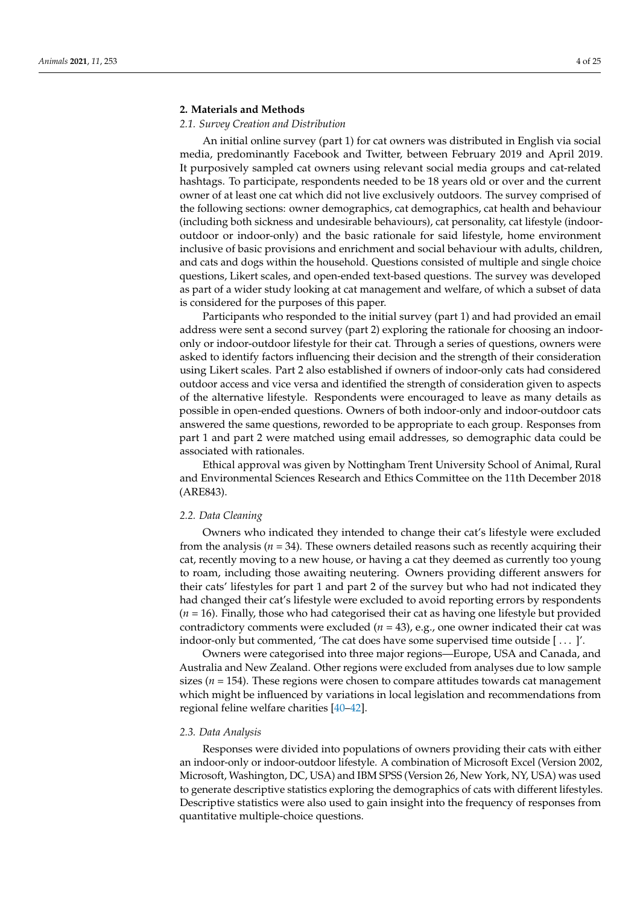## 2. Materials and Methods

### 2.1. Survey Creation and Distribution

An initial online survey (part 1) for cat owners was distributed in English via social media, predominantly Facebook and Twitter, between February 2019 and April 2019. It purposively sampled cat owners using relevant social media groups and cat-related hashtags. To participate, respondents needed to be 18 years old or over and the current owner of at least one cat which did not live exclusively outdoors. The survey comprised of the following sections: owner demographics, cat demographics, cat health and behaviour (including both sickness and undesirable behaviours), cat personality, cat lifestyle (indoor-outdoor or indoor-only) and the basic rationale for said lifestyle, home environment inclusive of basic provisions and enrichment and social behaviour with adults, children, and cats and dogs within the household. Questions consisted of multiple and single choice questions, Likert scales, and open-ended text-based questions. The survey was developed as part of a wider study looking at cat management and welfare, of which a subset of data is considered for the purposes of this paper.

Participants who responded to the initial survey (part 1) and had provided an email address were sent a second survey (part 2) exploring the rationale for choosing an indoor-only or indoor-outdoor lifestyle for their cat. Through a series of questions, owners were asked to identify factors influencing their decision and the strength of their consideration using Likert scales. Part 2 also established if owners of indoor-only cats had considered outdoor access and vice versa and identified the strength of consideration given to aspects of the alternative lifestyle. Respondents were encouraged to leave as many details as possible in open-ended questions. Owners of both indoor-only and indoor-outdoor cats answered the same questions, reworded to be appropriate to each group. Responses from part 1 and part 2 were matched using email addresses, so demographic data could be associated with rationales.

Ethical approval was given by Nottingham Trent University School of Animal, Rural and Environmental Sciences Research and Ethics Committee on the 11th December 2018 (ARE843).

### 2.2. Data Cleaning

Owners who indicated they intended to change their cat's lifestyle were excluded from the analysis ($n$ = 34). These owners detailed reasons such as recently acquiring their cat, recently moving to a new house, or having a cat they deemed as currently too young to roam, including those awaiting neutering. Owners providing different answers for their cats' lifestyles for part 1 and part 2 of the survey but who had not indicated they had changed their cat's lifestyle were excluded to avoid reporting errors by respondents ($n$ = 16). Finally, those who had categorised their cat as having one lifestyle but provided contradictory comments were excluded ($n$ = 43), e.g., one owner indicated their cat was indoor-only but commented, 'The cat does have some supervised time outside [ ... ]'.

Owners were categorised into three major regions—Europe, USA and Canada, and Australia and New Zealand. Other regions were excluded from analyses due to low sample sizes ($n$ = 154). These regions were chosen to compare attitudes towards cat management which might be influenced by variations in local legislation and recommendations from regional feline welfare charities [40–42].

### 2.3. Data Analysis

Responses were divided into populations of owners providing their cats with either an indoor-only or indoor-outdoor lifestyle. A combination of Microsoft Excel (Version 2002, Microsoft, Washington, DC, USA) and IBM SPSS (Version 26, New York, NY, USA) was used to generate descriptive statistics exploring the demographics of cats with different lifestyles. Descriptive statistics were also used to gain insight into the frequency of responses from quantitative multiple-choice questions.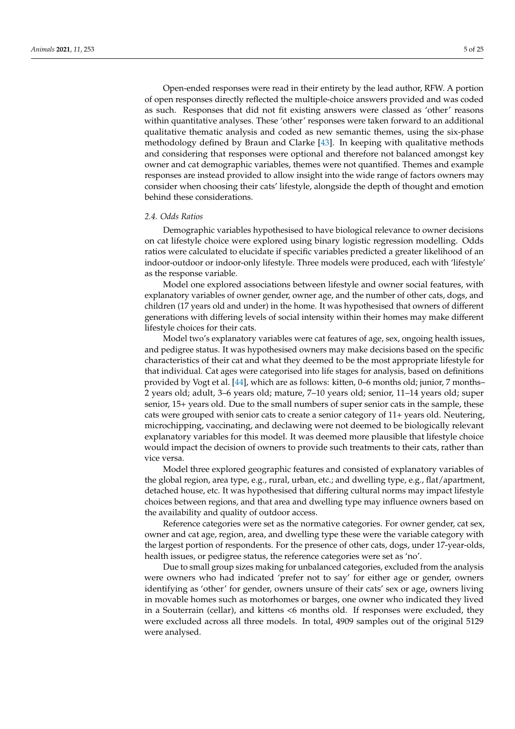Open-ended responses were read in their entirety by the lead author, RFW. A portion of open responses directly reflected the multiple-choice answers provided and was coded as such. Responses that did not fit existing answers were classed as 'other' reasons within quantitative analyses. These 'other' responses were taken forward to an additional qualitative thematic analysis and coded as new semantic themes, using the six-phase methodology defined by Braun and Clarke [43]. In keeping with qualitative methods and considering that responses were optional and therefore not balanced amongst key owner and cat demographic variables, themes were not quantified. Themes and example responses are instead provided to allow insight into the wide range of factors owners may consider when choosing their cats' lifestyle, alongside the depth of thought and emotion behind these considerations.

### *2.4. Odds Ratios*

Demographic variables hypothesised to have biological relevance to owner decisions on cat lifestyle choice were explored using binary logistic regression modelling. Odds ratios were calculated to elucidate if specific variables predicted a greater likelihood of an indoor-outdoor or indoor-only lifestyle. Three models were produced, each with 'lifestyle' as the response variable.

Model one explored associations between lifestyle and owner social features, with explanatory variables of owner gender, owner age, and the number of other cats, dogs, and children (17 years old and under) in the home. It was hypothesised that owners of different generations with differing levels of social intensity within their homes may make different lifestyle choices for their cats.

Model two's explanatory variables were cat features of age, sex, ongoing health issues, and pedigree status. It was hypothesised owners may make decisions based on the specific characteristics of their cat and what they deemed to be the most appropriate lifestyle for that individual. Cat ages were categorised into life stages for analysis, based on definitions provided by Vogt et al. [44], which are as follows: kitten, 0–6 months old; junior, 7 months–2 years old; adult, 3–6 years old; mature, 7–10 years old; senior, 11–14 years old; super senior, 15+ years old. Due to the small numbers of super senior cats in the sample, these cats were grouped with senior cats to create a senior category of 11+ years old. Neutering, microchipping, vaccinating, and declawing were not deemed to be biologically relevant explanatory variables for this model. It was deemed more plausible that lifestyle choice would impact the decision of owners to provide such treatments to their cats, rather than vice versa.

Model three explored geographic features and consisted of explanatory variables of the global region, area type, e.g., rural, urban, etc.; and dwelling type, e.g., flat/apartment, detached house, etc. It was hypothesised that differing cultural norms may impact lifestyle choices between regions, and that area and dwelling type may influence owners based on the availability and quality of outdoor access.

Reference categories were set as the normative categories. For owner gender, cat sex, owner and cat age, region, area, and dwelling type these were the variable category with the largest portion of respondents. For the presence of other cats, dogs, under 17-year-olds, health issues, or pedigree status, the reference categories were set as 'no'.

Due to small group sizes making for unbalanced categories, excluded from the analysis were owners who had indicated 'prefer not to say' for either age or gender, owners identifying as 'other' for gender, owners unsure of their cats' sex or age, owners living in movable homes such as motorhomes or barges, one owner who indicated they lived in a Souterrain (cellar), and kittens <6 months old. If responses were excluded, they were excluded across all three models. In total, 4909 samples out of the original 5129 were analysed.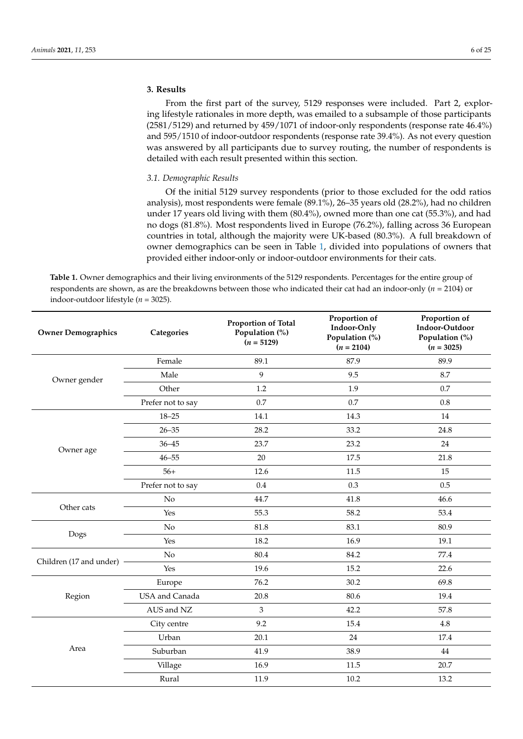## 3. Results

From the first part of the survey, 5129 responses were included. Part 2, exploring lifestyle rationales in more depth, was emailed to a subsample of those participants (2581/5129) and returned by 459/1071 of indoor-only respondents (response rate 46.4%) and 595/1510 of indoor-outdoor respondents (response rate 39.4%). As not every question was answered by all participants due to survey routing, the number of respondents is detailed with each result presented within this section.

### 3.1. Demographic Results

Of the initial 5129 survey respondents (prior to those excluded for the odd ratios analysis), most respondents were female (89.1%), 26–35 years old (28.2%), had no children under 17 years old living with them (80.4%), owned more than one cat (55.3%), and had no dogs (81.8%). Most respondents lived in Europe (76.2%), falling across 36 European countries in total, although the majority were UK-based (80.3%). A full breakdown of owner demographics can be seen in Table 1, divided into populations of owners that provided either indoor-only or indoor-outdoor environments for their cats.

**Table 1.** Owner demographics and their living environments of the 5129 respondents. Percentages for the entire group of respondents are shown, as are the breakdowns between those who indicated their cat had an indoor-only (*n* = 2104) or indoor-outdoor lifestyle (*n* = 3025).

| Owner Demographics | Categories | Proportion of Total Population (%) (*n* = 5129) | Proportion of Indoor-Only Population (%) (*n* = 2104) | Proportion of Indoor-Outdoor Population (%) (*n* = 3025) |
|---|---|---|---|---|
| Owner gender | Female | 89.1 | 87.9 | 89.9 |
| | Male | 9 | 9.5 | 8.7 |
| | Other | 1.2 | 1.9 | 0.7 |
| | Prefer not to say | 0.7 | 0.7 | 0.8 |
| Owner age | 18–25 | 14.1 | 14.3 | 14 |
| | 26–35 | 28.2 | 33.2 | 24.8 |
| | 36–45 | 23.7 | 23.2 | 24 |
| | 46–55 | 20 | 17.5 | 21.8 |
| | 56+ | 12.6 | 11.5 | 15 |
| | Prefer not to say | 0.4 | 0.3 | 0.5 |
| Other cats | No | 44.7 | 41.8 | 46.6 |
| | Yes | 55.3 | 58.2 | 53.4 |
| Dogs | No | 81.8 | 83.1 | 80.9 |
| | Yes | 18.2 | 16.9 | 19.1 |
| Children (17 and under) | No | 80.4 | 84.2 | 77.4 |
| | Yes | 19.6 | 15.2 | 22.6 |
| Region | Europe | 76.2 | 30.2 | 69.8 |
| | USA and Canada | 20.8 | 80.6 | 19.4 |
| | AUS and NZ | 3 | 42.2 | 57.8 |
| Area | City centre | 9.2 | 15.4 | 4.8 |
| | Urban | 20.1 | 24 | 17.4 |
| | Suburban | 41.9 | 38.9 | 44 |
| | Village | 16.9 | 11.5 | 20.7 |
| | Rural | 11.9 | 10.2 | 13.2 |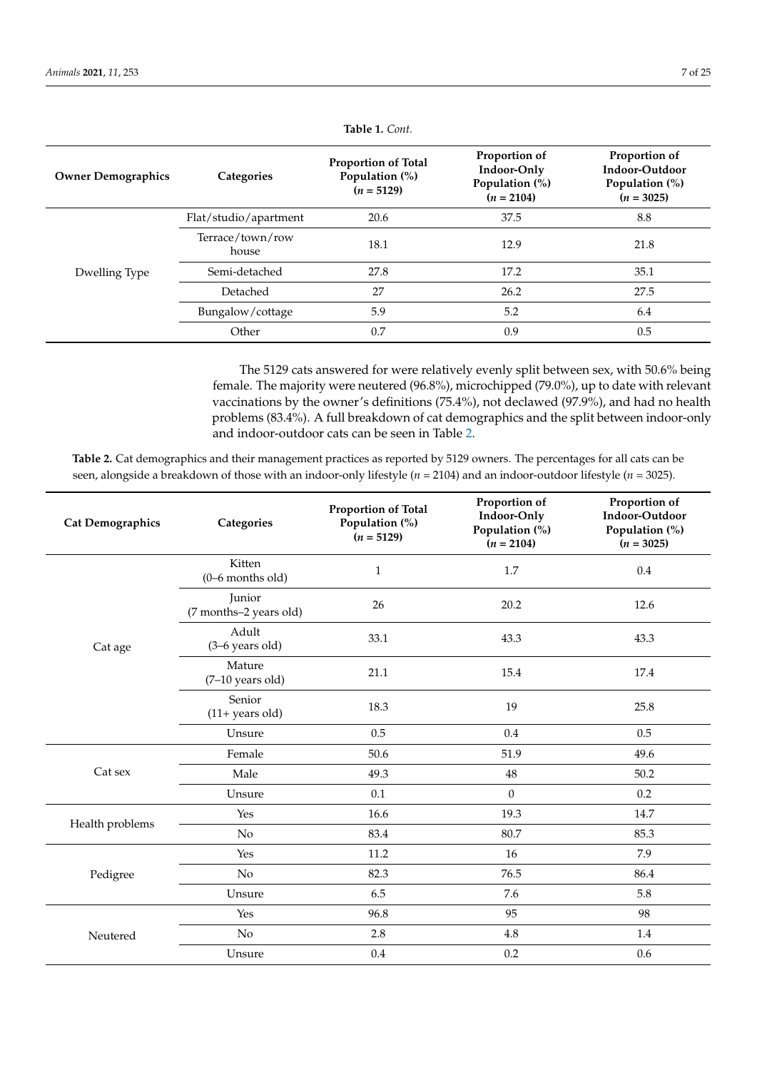**Table 1.** *Cont.*

| Owner Demographics | Categories | Proportion of Total Population (%) ($n$ = 5129) | Proportion of Indoor-Only Population (%) ($n$ = 2104) | Proportion of Indoor-Outdoor Population (%) ($n$ = 3025) |
|---|---|---|---|---|
| Dwelling Type | Flat/studio/apartment | 20.6 | 37.5 | 8.8 |
| | Terrace/town/row house | 18.1 | 12.9 | 21.8 |
| | Semi-detached | 27.8 | 17.2 | 35.1 |
| | Detached | 27 | 26.2 | 27.5 |
| | Bungalow/cottage | 5.9 | 5.2 | 6.4 |
| | Other | 0.7 | 0.9 | 0.5 |

The 5129 cats answered for were relatively evenly split between sex, with 50.6% being female. The majority were neutered (96.8%), microchipped (79.0%), up to date with relevant vaccinations by the owner's definitions (75.4%), not declawed (97.9%), and had no health problems (83.4%). A full breakdown of cat demographics and the split between indoor-only and indoor-outdoor cats can be seen in Table 2.

**Table 2.** Cat demographics and their management practices as reported by 5129 owners. The percentages for all cats can be seen, alongside a breakdown of those with an indoor-only lifestyle ($n$ = 2104) and an indoor-outdoor lifestyle ($n$ = 3025).

| Cat Demographics | Categories | Proportion of Total Population (%) ($n$ = 5129) | Proportion of Indoor-Only Population (%) ($n$ = 2104) | Proportion of Indoor-Outdoor Population (%) ($n$ = 3025) |
|---|---|---|---|---|
| Cat age | Kitten (0–6 months old) | 1 | 1.7 | 0.4 |
| | Junior (7 months–2 years old) | 26 | 20.2 | 12.6 |
| | Adult (3–6 years old) | 33.1 | 43.3 | 43.3 |
| | Mature (7–10 years old) | 21.1 | 15.4 | 17.4 |
| | Senior (11+ years old) | 18.3 | 19 | 25.8 |
| | Unsure | 0.5 | 0.4 | 0.5 |
| Cat sex | Female | 50.6 | 51.9 | 49.6 |
| | Male | 49.3 | 48 | 50.2 |
| | Unsure | 0.1 | 0 | 0.2 |
| Health problems | Yes | 16.6 | 19.3 | 14.7 |
| | No | 83.4 | 80.7 | 85.3 |
| Pedigree | Yes | 11.2 | 16 | 7.9 |
| | No | 82.3 | 76.5 | 86.4 |
| | Unsure | 6.5 | 7.6 | 5.8 |
| Neutered | Yes | 96.8 | 95 | 98 |
| | No | 2.8 | 4.8 | 1.4 |
| | Unsure | 0.4 | 0.2 | 0.6 |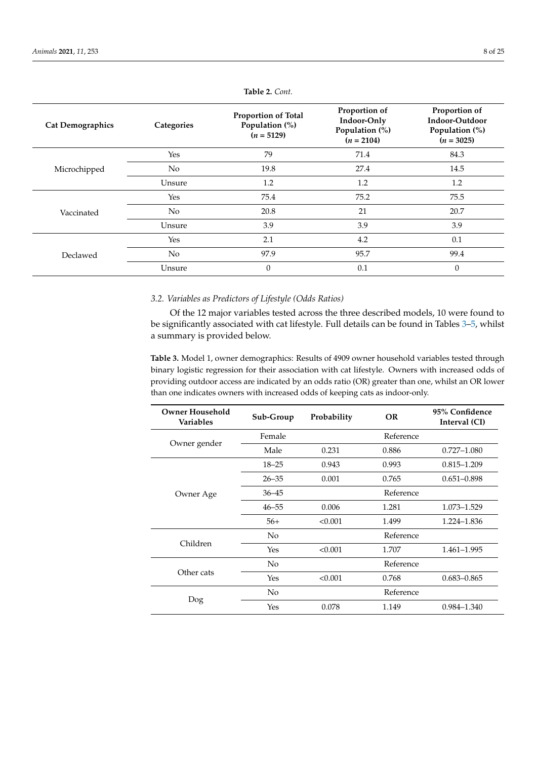**Table 2.** *Cont.*

| Cat Demographics | Categories | Proportion of Total Population (%) ($n$ = 5129) | Proportion of Indoor-Only Population (%) ($n$ = 2104) | Proportion of Indoor-Outdoor Population (%) ($n$ = 3025) |
|---|---|---|---|---|
| Microchipped | Yes | 79 | 71.4 | 84.3 |
| | No | 19.8 | 27.4 | 14.5 |
| | Unsure | 1.2 | 1.2 | 1.2 |
| Vaccinated | Yes | 75.4 | 75.2 | 75.5 |
| | No | 20.8 | 21 | 20.7 |
| | Unsure | 3.9 | 3.9 | 3.9 |
| Declawed | Yes | 2.1 | 4.2 | 0.1 |
| | No | 97.9 | 95.7 | 99.4 |
| | Unsure | 0 | 0.1 | 0 |

### *3.2. Variables as Predictors of Lifestyle (Odds Ratios)*

Of the 12 major variables tested across the three described models, 10 were found to be significantly associated with cat lifestyle. Full details can be found in Tables 3–5, whilst a summary is provided below.

**Table 3.** Model 1, owner demographics: Results of 4909 owner household variables tested through binary logistic regression for their association with cat lifestyle. Owners with increased odds of providing outdoor access are indicated by an odds ratio (OR) greater than one, whilst an OR lower than one indicates owners with increased odds of keeping cats as indoor-only.

| Owner Household Variables | Sub-Group | Probability | OR | 95% Confidence Interval (CI) |
|---|---|---|---|---|
| Owner gender | Female | | Reference | |
| | Male | 0.231 | 0.886 | 0.727–1.080 |
| Owner Age | 18–25 | 0.943 | 0.993 | 0.815–1.209 |
| | 26–35 | 0.001 | 0.765 | 0.651–0.898 |
| | 36–45 | | Reference | |
| | 46–55 | 0.006 | 1.281 | 1.073–1.529 |
| | 56+ | <0.001 | 1.499 | 1.224–1.836 |
| Children | No | | Reference | |
| | Yes | <0.001 | 1.707 | 1.461–1.995 |
| Other cats | No | | Reference | |
| | Yes | <0.001 | 0.768 | 0.683–0.865 |
| Dog | No | | Reference | |
| | Yes | 0.078 | 1.149 | 0.984–1.340 |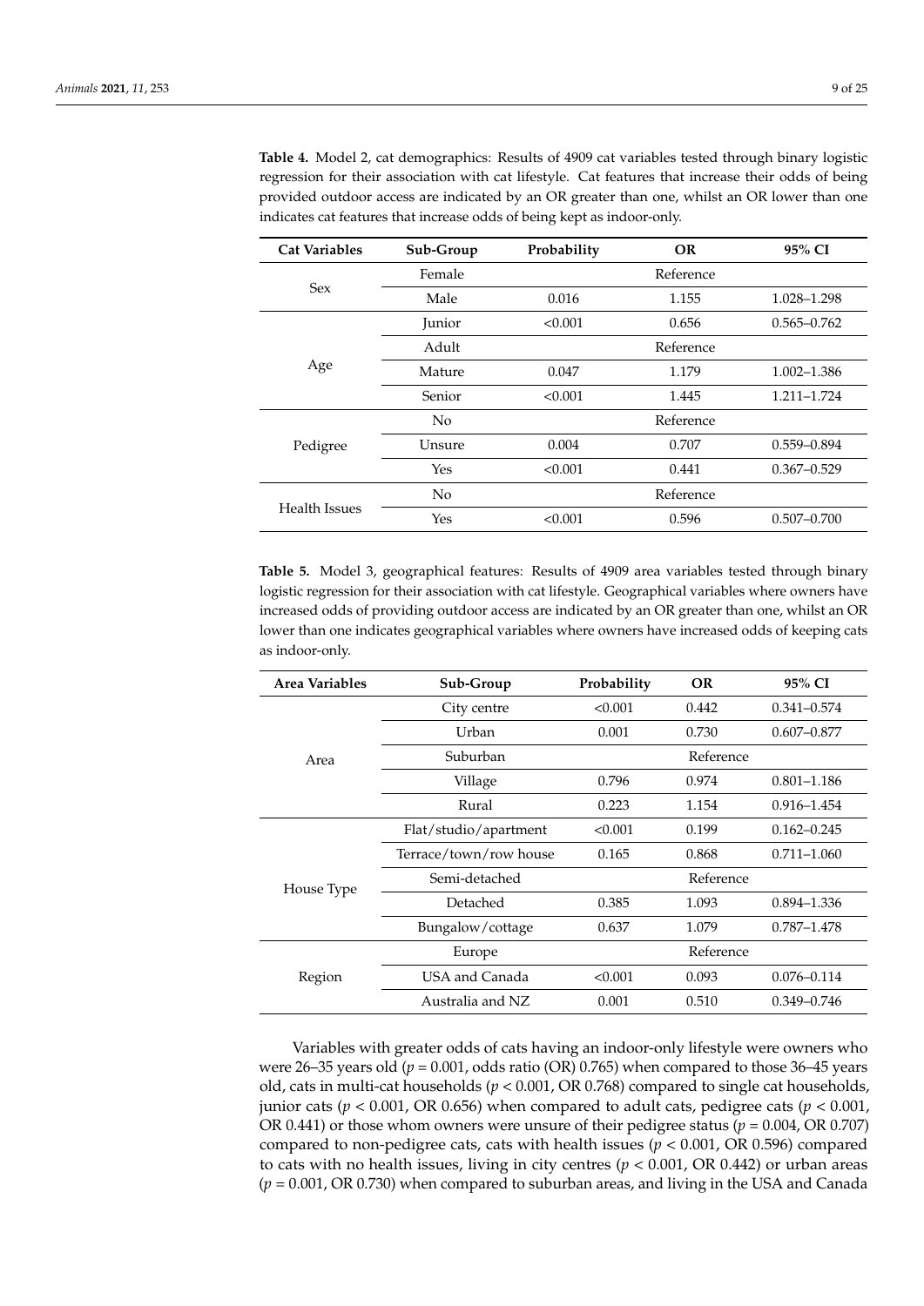**Table 4.** Model 2, cat demographics: Results of 4909 cat variables tested through binary logistic regression for their association with cat lifestyle. Cat features that increase their odds of being provided outdoor access are indicated by an OR greater than one, whilst an OR lower than one indicates cat features that increase odds of being kept as indoor-only.

| Cat Variables | Sub-Group | Probability | OR | 95% CI |
|---|---|---|---|---|
| Sex | Female | | Reference | |
| | Male | 0.016 | 1.155 | 1.028–1.298 |
| Age | Junior | <0.001 | 0.656 | 0.565–0.762 |
| | Adult | | Reference | |
| | Mature | 0.047 | 1.179 | 1.002–1.386 |
| | Senior | <0.001 | 1.445 | 1.211–1.724 |
| Pedigree | No | | Reference | |
| | Unsure | 0.004 | 0.707 | 0.559–0.894 |
| | Yes | <0.001 | 0.441 | 0.367–0.529 |
| Health Issues | No | | Reference | |
| | Yes | <0.001 | 0.596 | 0.507–0.700 |

**Table 5.** Model 3, geographical features: Results of 4909 area variables tested through binary logistic regression for their association with cat lifestyle. Geographical variables where owners have increased odds of providing outdoor access are indicated by an OR greater than one, whilst an OR lower than one indicates geographical variables where owners have increased odds of keeping cats as indoor-only.

| Area Variables | Sub-Group | Probability | OR | 95% CI |
|---|---|---|---|---|
| Area | City centre | <0.001 | 0.442 | 0.341–0.574 |
| | Urban | 0.001 | 0.730 | 0.607–0.877 |
| | Suburban | | Reference | |
| | Village | 0.796 | 0.974 | 0.801–1.186 |
| | Rural | 0.223 | 1.154 | 0.916–1.454 |
| House Type | Flat/studio/apartment | <0.001 | 0.199 | 0.162–0.245 |
| | Terrace/town/row house | 0.165 | 0.868 | 0.711–1.060 |
| | Semi-detached | | Reference | |
| | Detached | 0.385 | 1.093 | 0.894–1.336 |
| | Bungalow/cottage | 0.637 | 1.079 | 0.787–1.478 |
| Region | Europe | | Reference | |
| | USA and Canada | <0.001 | 0.093 | 0.076–0.114 |
| | Australia and NZ | 0.001 | 0.510 | 0.349–0.746 |

Variables with greater odds of cats having an indoor-only lifestyle were owners who were 26–35 years old ($p = 0.001$, odds ratio (OR) 0.765) when compared to those 36–45 years old, cats in multi-cat households ($p < 0.001$, OR 0.768) compared to single cat households, junior cats ($p < 0.001$, OR 0.656) when compared to adult cats, pedigree cats ($p < 0.001$, OR 0.441) or those whom owners were unsure of their pedigree status ($p = 0.004$, OR 0.707) compared to non-pedigree cats, cats with health issues ($p < 0.001$, OR 0.596) compared to cats with no health issues, living in city centres ($p < 0.001$, OR 0.442) or urban areas ($p = 0.001$, OR 0.730) when compared to suburban areas, and living in the USA and Canada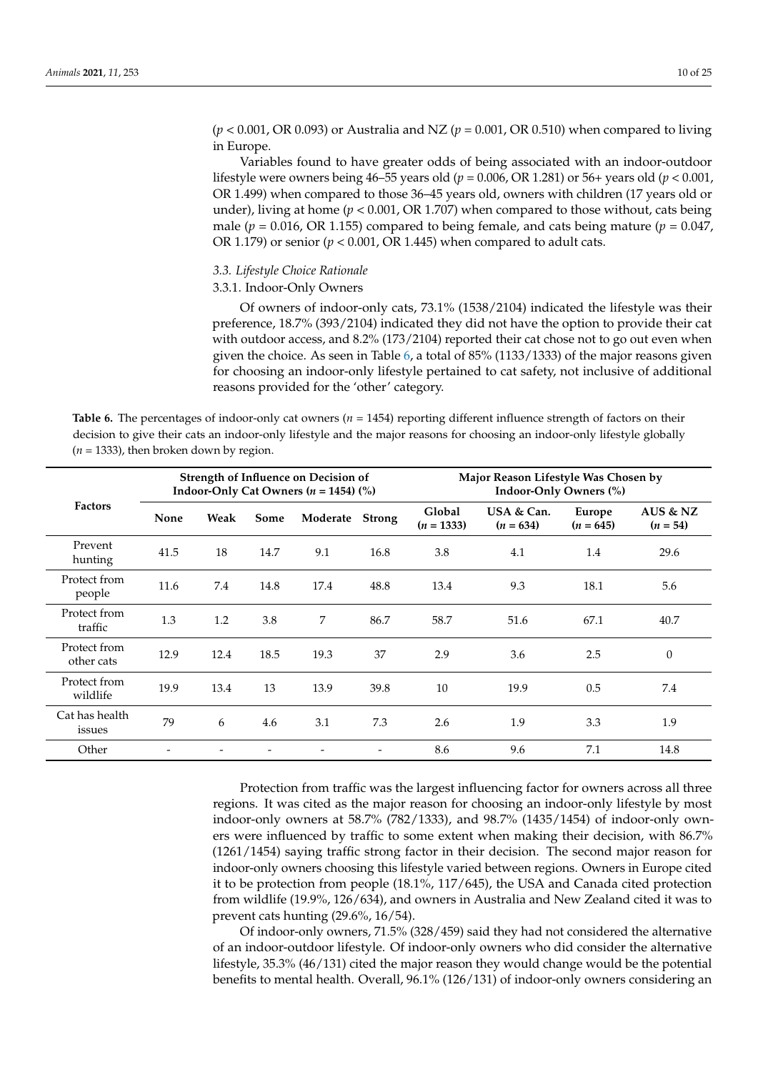($p < 0.001$, OR 0.093) or Australia and NZ ($p = 0.001$, OR 0.510) when compared to living in Europe.

Variables found to have greater odds of being associated with an indoor-outdoor lifestyle were owners being 46–55 years old ($p = 0.006$, OR 1.281) or 56+ years old ($p < 0.001$, OR 1.499) when compared to those 36–45 years old, owners with children (17 years old or under), living at home ($p < 0.001$, OR 1.707) when compared to those without, cats being male ($p = 0.016$, OR 1.155) compared to being female, and cats being mature ($p = 0.047$, OR 1.179) or senior ($p < 0.001$, OR 1.445) when compared to adult cats.

### *3.3. Lifestyle Choice Rationale*

#### 3.3.1. Indoor-Only Owners

Of owners of indoor-only cats, 73.1% (1538/2104) indicated the lifestyle was their preference, 18.7% (393/2104) indicated they did not have the option to provide their cat with outdoor access, and 8.2% (173/2104) reported their cat chose not to go out even when given the choice. As seen in Table 6, a total of 85% (1133/1333) of the major reasons given for choosing an indoor-only lifestyle pertained to cat safety, not inclusive of additional reasons provided for the 'other' category.

**Table 6.** The percentages of indoor-only cat owners ($n = 1454$) reporting different influence strength of factors on their decision to give their cats an indoor-only lifestyle and the major reasons for choosing an indoor-only lifestyle globally ($n = 1333$), then broken down by region.

| Factors | Strength of Influence on Decision of Indoor-Only Cat Owners ($n = 1454$) (%) | | | | | Major Reason Lifestyle Was Chosen by Indoor-Only Owners (%) | | | |
|---|---|---|---|---|---|---|---|---|---|
| | None | Weak | Some | Moderate | Strong | Global ($n = 1333$) | USA & Can. ($n = 634$) | Europe ($n = 645$) | AUS & NZ ($n = 54$) |
| Prevent hunting | 41.5 | 18 | 14.7 | 9.1 | 16.8 | 3.8 | 4.1 | 1.4 | 29.6 |
| Protect from people | 11.6 | 7.4 | 14.8 | 17.4 | 48.8 | 13.4 | 9.3 | 18.1 | 5.6 |
| Protect from traffic | 1.3 | 1.2 | 3.8 | 7 | 86.7 | 58.7 | 51.6 | 67.1 | 40.7 |
| Protect from other cats | 12.9 | 12.4 | 18.5 | 19.3 | 37 | 2.9 | 3.6 | 2.5 | 0 |
| Protect from wildlife | 19.9 | 13.4 | 13 | 13.9 | 39.8 | 10 | 19.9 | 0.5 | 7.4 |
| Cat has health issues | 79 | 6 | 4.6 | 3.1 | 7.3 | 2.6 | 1.9 | 3.3 | 1.9 |
| Other | - | - | - | - | - | 8.6 | 9.6 | 7.1 | 14.8 |

Protection from traffic was the largest influencing factor for owners across all three regions. It was cited as the major reason for choosing an indoor-only lifestyle by most indoor-only owners at 58.7% (782/1333), and 98.7% (1435/1454) of indoor-only owners were influenced by traffic to some extent when making their decision, with 86.7% (1261/1454) saying traffic strong factor in their decision. The second major reason for indoor-only owners choosing this lifestyle varied between regions. Owners in Europe cited it to be protection from people (18.1%, 117/645), the USA and Canada cited protection from wildlife (19.9%, 126/634), and owners in Australia and New Zealand cited it was to prevent cats hunting (29.6%, 16/54).

Of indoor-only owners, 71.5% (328/459) said they had not considered the alternative of an indoor-outdoor lifestyle. Of indoor-only owners who did consider the alternative lifestyle, 35.3% (46/131) cited the major reason they would change would be the potential benefits to mental health. Overall, 96.1% (126/131) of indoor-only owners considering an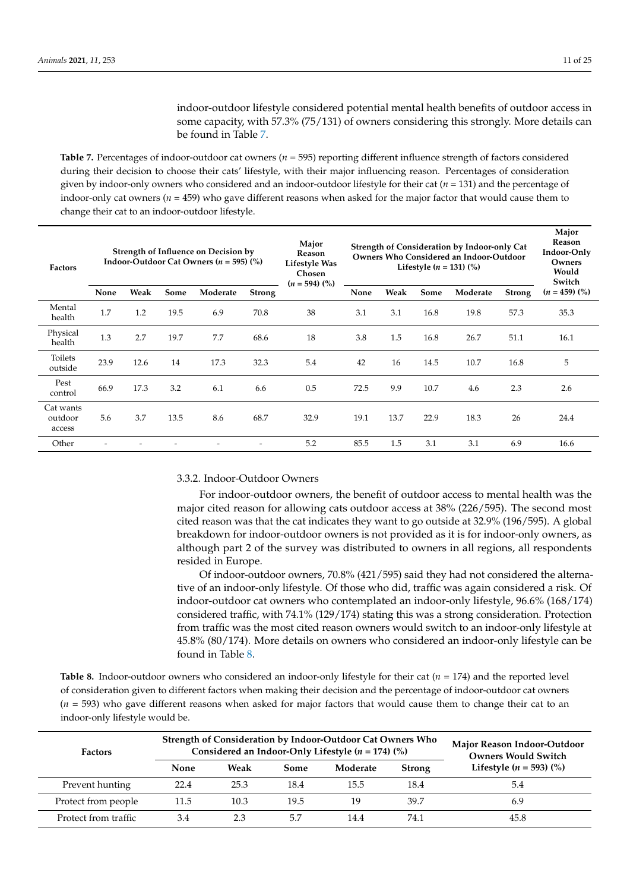indoor-outdoor lifestyle considered potential mental health benefits of outdoor access in some capacity, with 57.3% (75/131) of owners considering this strongly. More details can be found in Table 7.

**Table 7.** Percentages of indoor-outdoor cat owners ($n$ = 595) reporting different influence strength of factors considered during their decision to choose their cats' lifestyle, with their major influencing reason. Percentages of consideration given by indoor-only owners who considered and an indoor-outdoor lifestyle for their cat ($n$ = 131) and the percentage of indoor-only cat owners ($n$ = 459) who gave different reasons when asked for the major factor that would cause them to change their cat to an indoor-outdoor lifestyle.

| Factors | Strength of Influence on Decision by Indoor-Outdoor Cat Owners ($n$ = 595) (%) | | | | | Major Reason Lifestyle Was Chosen ($n$ = 594) (%) | Strength of Consideration by Indoor-only Cat Owners Who Considered an Indoor-Outdoor Lifestyle ($n$ = 131) (%) | | | | | Major Reason Indoor-Only Owners Would Switch ($n$ = 459) (%) |
|---|---|---|---|---|---|---|---|---|---|---|---|---|
| | None | Weak | Some | Moderate | Strong | | None | Weak | Some | Moderate | Strong | |
| Mental health | 1.7 | 1.2 | 19.5 | 6.9 | 70.8 | 38 | 3.1 | 3.1 | 16.8 | 19.8 | 57.3 | 35.3 |
| Physical health | 1.3 | 2.7 | 19.7 | 7.7 | 68.6 | 18 | 3.8 | 1.5 | 16.8 | 26.7 | 51.1 | 16.1 |
| Toilets outside | 23.9 | 12.6 | 14 | 17.3 | 32.3 | 5.4 | 42 | 16 | 14.5 | 10.7 | 16.8 | 5 |
| Pest control | 66.9 | 17.3 | 3.2 | 6.1 | 6.6 | 0.5 | 72.5 | 9.9 | 10.7 | 4.6 | 2.3 | 2.6 |
| Cat wants outdoor access | 5.6 | 3.7 | 13.5 | 8.6 | 68.7 | 32.9 | 19.1 | 13.7 | 22.9 | 18.3 | 26 | 24.4 |
| Other | - | - | - | - | - | 5.2 | 85.5 | 1.5 | 3.1 | 3.1 | 6.9 | 16.6 |

### 3.3.2. Indoor-Outdoor Owners

For indoor-outdoor owners, the benefit of outdoor access to mental health was the major cited reason for allowing cats outdoor access at 38% (226/595). The second most cited reason was that the cat indicates they want to go outside at 32.9% (196/595). A global breakdown for indoor-outdoor owners is not provided as it is for indoor-only owners, as although part 2 of the survey was distributed to owners in all regions, all respondents resided in Europe.

Of indoor-outdoor owners, 70.8% (421/595) said they had not considered the alternative of an indoor-only lifestyle. Of those who did, traffic was again considered a risk. Of indoor-outdoor cat owners who contemplated an indoor-only lifestyle, 96.6% (168/174) considered traffic, with 74.1% (129/174) stating this was a strong consideration. Protection from traffic was the most cited reason owners would switch to an indoor-only lifestyle at 45.8% (80/174). More details on owners who considered an indoor-only lifestyle can be found in Table 8.

**Table 8.** Indoor-outdoor owners who considered an indoor-only lifestyle for their cat ($n$ = 174) and the reported level of consideration given to different factors when making their decision and the percentage of indoor-outdoor cat owners ($n$ = 593) who gave different reasons when asked for major factors that would cause them to change their cat to an indoor-only lifestyle would be.

| Factors | Strength of Consideration by Indoor-Outdoor Cat Owners Who Considered an Indoor-Only Lifestyle ($n$ = 174) (%) | | | | | Major Reason Indoor-Outdoor Owners Would Switch Lifestyle ($n$ = 593) (%) |
|---|---|---|---|---|---|---|
| | None | Weak | Some | Moderate | Strong | |
| Prevent hunting | 22.4 | 25.3 | 18.4 | 15.5 | 18.4 | 5.4 |
| Protect from people | 11.5 | 10.3 | 19.5 | 19 | 39.7 | 6.9 |
| Protect from traffic | 3.4 | 2.3 | 5.7 | 14.4 | 74.1 | 45.8 |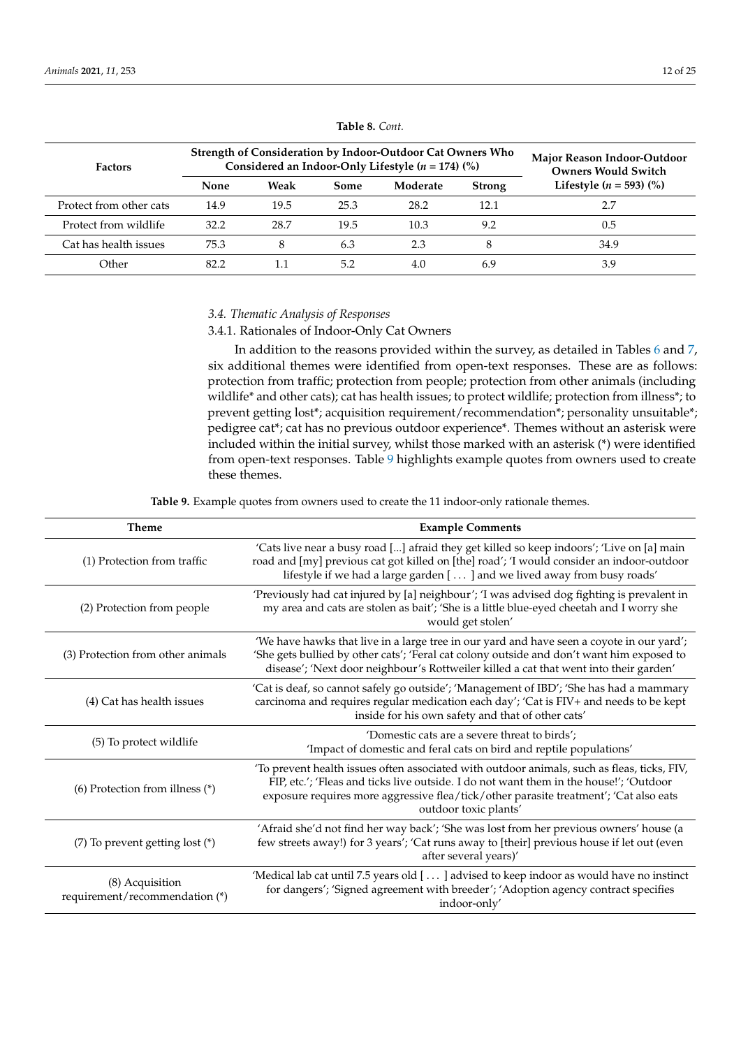**Table 8.** *Cont.*

| Factors | Strength of Consideration by Indoor-Outdoor Cat Owners Who Considered an Indoor-Only Lifestyle ($n$ = 174) (%) | | | | | Major Reason Indoor-Outdoor Owners Would Switch Lifestyle ($n$ = 593) (%) |
|---|---|---|---|---|---|---|
| | None | Weak | Some | Moderate | Strong | |
| Protect from other cats | 14.9 | 19.5 | 25.3 | 28.2 | 12.1 | 2.7 |
| Protect from wildlife | 32.2 | 28.7 | 19.5 | 10.3 | 9.2 | 0.5 |
| Cat has health issues | 75.3 | 8 | 6.3 | 2.3 | 8 | 34.9 |
| Other | 82.2 | 1.1 | 5.2 | 4.0 | 6.9 | 3.9 |

### 3.4. Thematic Analysis of Responses

#### 3.4.1. Rationales of Indoor-Only Cat Owners

In addition to the reasons provided within the survey, as detailed in Tables 6 and 7, six additional themes were identified from open-text responses. These are as follows: protection from traffic; protection from people; protection from other animals (including wildlife* and other cats); cat has health issues; to protect wildlife; protection from illness*; to prevent getting lost*; acquisition requirement/recommendation*; personality unsuitable*; pedigree cat*; cat has no previous outdoor experience*. Themes without an asterisk were included within the initial survey, whilst those marked with an asterisk (*) were identified from open-text responses. Table 9 highlights example quotes from owners used to create these themes.

**Table 9.** Example quotes from owners used to create the 11 indoor-only rationale themes.

| Theme | Example Comments |
|---|---|
| (1) Protection from traffic | 'Cats live near a busy road [...] afraid they get killed so keep indoors'; 'Live on [a] main road and [my] previous cat got killed on [the] road'; 'I would consider an indoor-outdoor lifestyle if we had a large garden [ . . . ] and we lived away from busy roads' |
| (2) Protection from people | 'Previously had cat injured by [a] neighbour'; 'I was advised dog fighting is prevalent in my area and cats are stolen as bait'; 'She is a little blue-eyed cheetah and I worry she would get stolen' |
| (3) Protection from other animals | 'We have hawks that live in a large tree in our yard and have seen a coyote in our yard'; 'She gets bullied by other cats'; 'Feral cat colony outside and don't want him exposed to disease'; 'Next door neighbour's Rottweiler killed a cat that went into their garden' |
| (4) Cat has health issues | 'Cat is deaf, so cannot safely go outside'; 'Management of IBD'; 'She has had a mammary carcinoma and requires regular medication each day'; 'Cat is FIV+ and needs to be kept inside for his own safety and that of other cats' |
| (5) To protect wildlife | 'Domestic cats are a severe threat to birds'; 'Impact of domestic and feral cats on bird and reptile populations' |
| (6) Protection from illness (*) | 'To prevent health issues often associated with outdoor animals, such as fleas, ticks, FIV, FIP, etc.'; 'Fleas and ticks live outside. I do not want them in the house!'; 'Outdoor exposure requires more aggressive flea/tick/other parasite treatment'; 'Cat also eats outdoor toxic plants' |
| (7) To prevent getting lost (*) | 'Afraid she'd not find her way back'; 'She was lost from her previous owners' house (a few streets away!) for 3 years'; 'Cat runs away to [their] previous house if let out (even after several years)' |
| (8) Acquisition requirement/recommendation (*) | 'Medical lab cat until 7.5 years old [ . . . ] advised to keep indoor as would have no instinct for dangers'; 'Signed agreement with breeder'; 'Adoption agency contract specifies indoor-only' |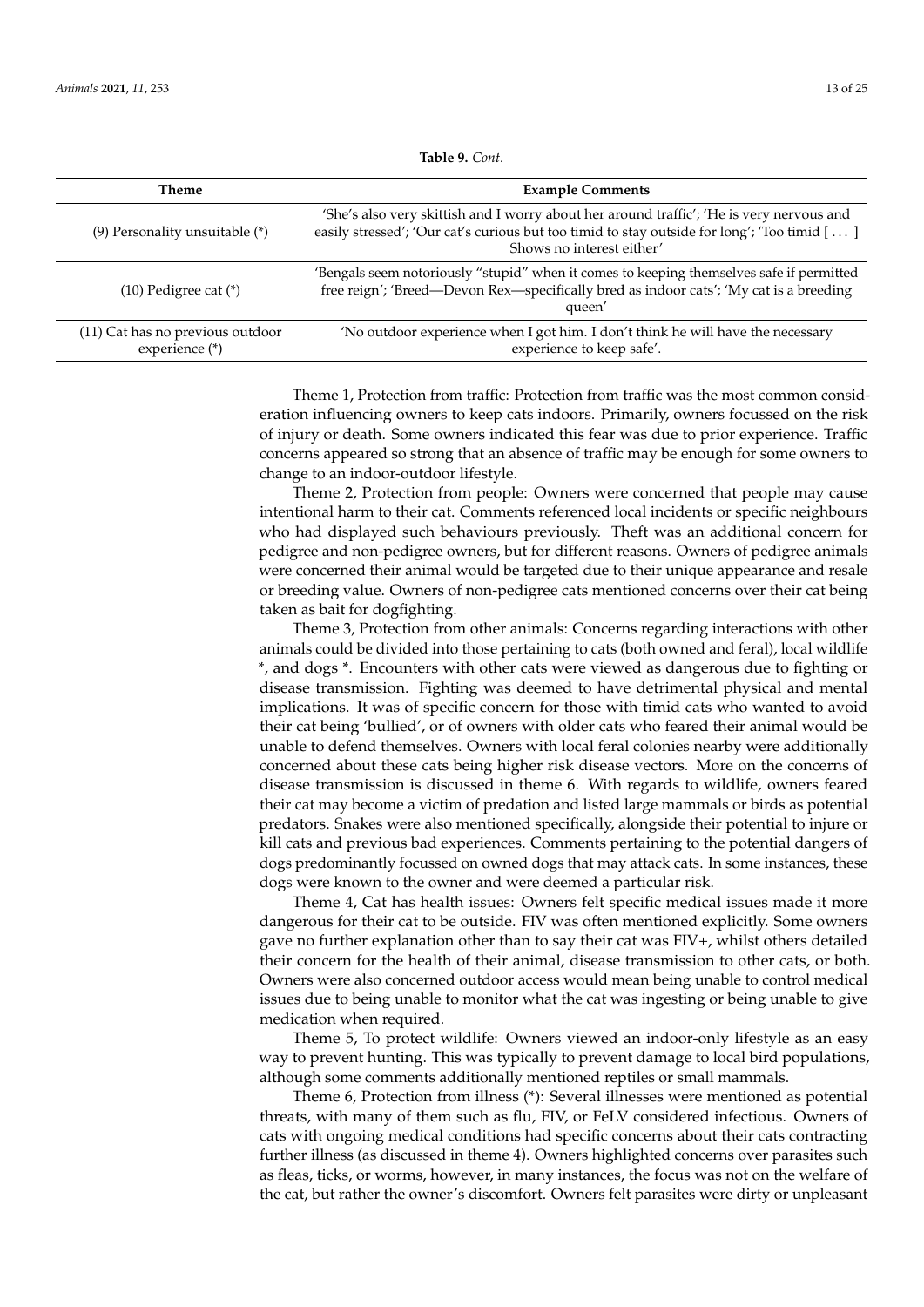**Table 9.** *Cont.*

| Theme | Example Comments |
| --- | --- |
| (9) Personality unsuitable (*) | 'She's also very skittish and I worry about her around traffic'; 'He is very nervous and easily stressed'; 'Our cat's curious but too timid to stay outside for long'; 'Too timid [ . . . ] Shows no interest either' |
| (10) Pedigree cat (*) | 'Bengals seem notoriously "stupid" when it comes to keeping themselves safe if permitted free reign'; 'Breed—Devon Rex—specifically bred as indoor cats'; 'My cat is a breeding queen' |
| (11) Cat has no previous outdoor experience (*) | 'No outdoor experience when I got him. I don't think he will have the necessary experience to keep safe'. |

Theme 1, Protection from traffic: Protection from traffic was the most common consideration influencing owners to keep cats indoors. Primarily, owners focussed on the risk of injury or death. Some owners indicated this fear was due to prior experience. Traffic concerns appeared so strong that an absence of traffic may be enough for some owners to change to an indoor-outdoor lifestyle.

Theme 2, Protection from people: Owners were concerned that people may cause intentional harm to their cat. Comments referenced local incidents or specific neighbours who had displayed such behaviours previously. Theft was an additional concern for pedigree and non-pedigree owners, but for different reasons. Owners of pedigree animals were concerned their animal would be targeted due to their unique appearance and resale or breeding value. Owners of non-pedigree cats mentioned concerns over their cat being taken as bait for dogfighting.

Theme 3, Protection from other animals: Concerns regarding interactions with other animals could be divided into those pertaining to cats (both owned and feral), local wildlife *, and dogs *. Encounters with other cats were viewed as dangerous due to fighting or disease transmission. Fighting was deemed to have detrimental physical and mental implications. It was of specific concern for those with timid cats who wanted to avoid their cat being 'bullied', or of owners with older cats who feared their animal would be unable to defend themselves. Owners with local feral colonies nearby were additionally concerned about these cats being higher risk disease vectors. More on the concerns of disease transmission is discussed in theme 6. With regards to wildlife, owners feared their cat may become a victim of predation and listed large mammals or birds as potential predators. Snakes were also mentioned specifically, alongside their potential to injure or kill cats and previous bad experiences. Comments pertaining to the potential dangers of dogs predominantly focussed on owned dogs that may attack cats. In some instances, these dogs were known to the owner and were deemed a particular risk.

Theme 4, Cat has health issues: Owners felt specific medical issues made it more dangerous for their cat to be outside. FIV was often mentioned explicitly. Some owners gave no further explanation other than to say their cat was FIV+, whilst others detailed their concern for the health of their animal, disease transmission to other cats, or both. Owners were also concerned outdoor access would mean being unable to control medical issues due to being unable to monitor what the cat was ingesting or being unable to give medication when required.

Theme 5, To protect wildlife: Owners viewed an indoor-only lifestyle as an easy way to prevent hunting. This was typically to prevent damage to local bird populations, although some comments additionally mentioned reptiles or small mammals.

Theme 6, Protection from illness (*): Several illnesses were mentioned as potential threats, with many of them such as flu, FIV, or FeLV considered infectious. Owners of cats with ongoing medical conditions had specific concerns about their cats contracting further illness (as discussed in theme 4). Owners highlighted concerns over parasites such as fleas, ticks, or worms, however, in many instances, the focus was not on the welfare of the cat, but rather the owner's discomfort. Owners felt parasites were dirty or unpleasant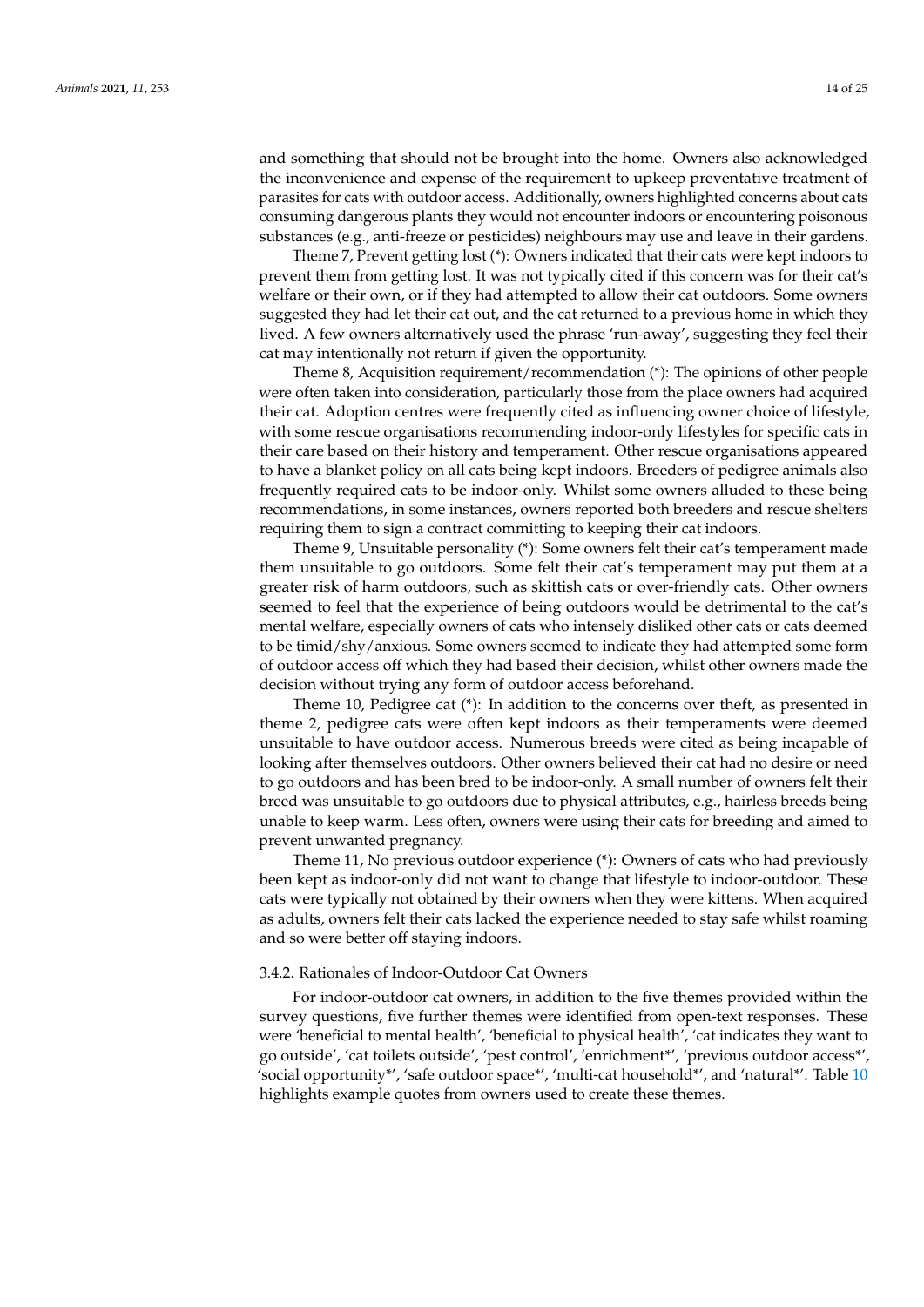and something that should not be brought into the home. Owners also acknowledged the inconvenience and expense of the requirement to upkeep preventative treatment of parasites for cats with outdoor access. Additionally, owners highlighted concerns about cats consuming dangerous plants they would not encounter indoors or encountering poisonous substances (e.g., anti-freeze or pesticides) neighbours may use and leave in their gardens.

Theme 7, Prevent getting lost (*): Owners indicated that their cats were kept indoors to prevent them from getting lost. It was not typically cited if this concern was for their cat's welfare or their own, or if they had attempted to allow their cat outdoors. Some owners suggested they had let their cat out, and the cat returned to a previous home in which they lived. A few owners alternatively used the phrase 'run-away', suggesting they feel their cat may intentionally not return if given the opportunity.

Theme 8, Acquisition requirement/recommendation (*): The opinions of other people were often taken into consideration, particularly those from the place owners had acquired their cat. Adoption centres were frequently cited as influencing owner choice of lifestyle, with some rescue organisations recommending indoor-only lifestyles for specific cats in their care based on their history and temperament. Other rescue organisations appeared to have a blanket policy on all cats being kept indoors. Breeders of pedigree animals also frequently required cats to be indoor-only. Whilst some owners alluded to these being recommendations, in some instances, owners reported both breeders and rescue shelters requiring them to sign a contract committing to keeping their cat indoors.

Theme 9, Unsuitable personality (*): Some owners felt their cat's temperament made them unsuitable to go outdoors. Some felt their cat's temperament may put them at a greater risk of harm outdoors, such as skittish cats or over-friendly cats. Other owners seemed to feel that the experience of being outdoors would be detrimental to the cat's mental welfare, especially owners of cats who intensely disliked other cats or cats deemed to be timid/shy/anxious. Some owners seemed to indicate they had attempted some form of outdoor access off which they had based their decision, whilst other owners made the decision without trying any form of outdoor access beforehand.

Theme 10, Pedigree cat (*): In addition to the concerns over theft, as presented in theme 2, pedigree cats were often kept indoors as their temperaments were deemed unsuitable to have outdoor access. Numerous breeds were cited as being incapable of looking after themselves outdoors. Other owners believed their cat had no desire or need to go outdoors and has been bred to be indoor-only. A small number of owners felt their breed was unsuitable to go outdoors due to physical attributes, e.g., hairless breeds being unable to keep warm. Less often, owners were using their cats for breeding and aimed to prevent unwanted pregnancy.

Theme 11, No previous outdoor experience (*): Owners of cats who had previously been kept as indoor-only did not want to change that lifestyle to indoor-outdoor. These cats were typically not obtained by their owners when they were kittens. When acquired as adults, owners felt their cats lacked the experience needed to stay safe whilst roaming and so were better off staying indoors.

#### 3.4.2. Rationales of Indoor-Outdoor Cat Owners

For indoor-outdoor cat owners, in addition to the five themes provided within the survey questions, five further themes were identified from open-text responses. These were 'beneficial to mental health', 'beneficial to physical health', 'cat indicates they want to go outside', 'cat toilets outside', 'pest control', 'enrichment*', 'previous outdoor access*', 'social opportunity*', 'safe outdoor space*', 'multi-cat household*', and 'natural*'. Table 10 highlights example quotes from owners used to create these themes.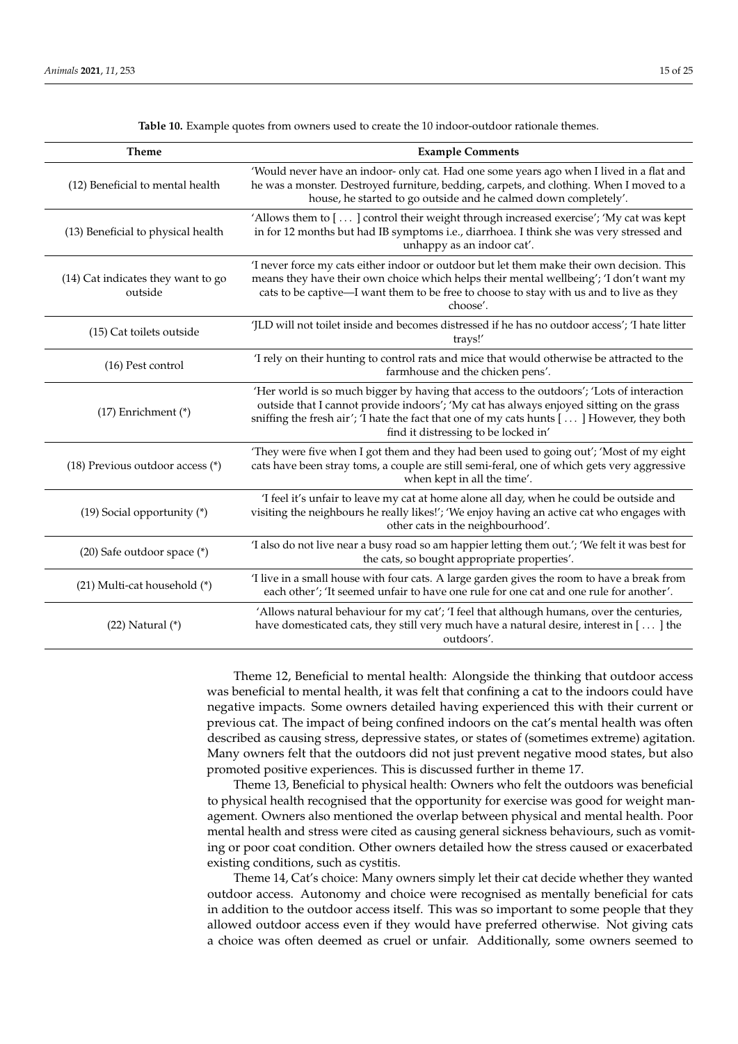**Table 10.** Example quotes from owners used to create the 10 indoor-outdoor rationale themes.

| Theme | Example Comments |
| --- | --- |
| (12) Beneficial to mental health | 'Would never have an indoor- only cat. Had one some years ago when I lived in a flat and he was a monster. Destroyed furniture, bedding, carpets, and clothing. When I moved to a house, he started to go outside and he calmed down completely'. |
| (13) Beneficial to physical health | 'Allows them to [ ... ] control their weight through increased exercise'; 'My cat was kept in for 12 months but had IB symptoms i.e., diarrhoea. I think she was very stressed and unhappy as an indoor cat'. |
| (14) Cat indicates they want to go outside | 'I never force my cats either indoor or outdoor but let them make their own decision. This means they have their own choice which helps their mental wellbeing'; 'I don't want my cats to be captive—I want them to be free to choose to stay with us and to live as they choose'. |
| (15) Cat toilets outside | 'JLD will not toilet inside and becomes distressed if he has no outdoor access'; 'I hate litter trays!' |
| (16) Pest control | 'I rely on their hunting to control rats and mice that would otherwise be attracted to the farmhouse and the chicken pens'. |
| (17) Enrichment (*) | 'Her world is so much bigger by having that access to the outdoors'; 'Lots of interaction outside that I cannot provide indoors'; 'My cat has always enjoyed sitting on the grass sniffing the fresh air'; 'I hate the fact that one of my cats hunts [ ... ] However, they both find it distressing to be locked in' |
| (18) Previous outdoor access (*) | 'They were five when I got them and they had been used to going out'; 'Most of my eight cats have been stray toms, a couple are still semi-feral, one of which gets very aggressive when kept in all the time'. |
| (19) Social opportunity (*) | 'I feel it's unfair to leave my cat at home alone all day, when he could be outside and visiting the neighbours he really likes!'; 'We enjoy having an active cat who engages with other cats in the neighbourhood'. |
| (20) Safe outdoor space (*) | 'I also do not live near a busy road so am happier letting them out.'; 'We felt it was best for the cats, so bought appropriate properties'. |
| (21) Multi-cat household (*) | 'I live in a small house with four cats. A large garden gives the room to have a break from each other'; 'It seemed unfair to have one rule for one cat and one rule for another'. |
| (22) Natural (*) | 'Allows natural behaviour for my cat'; 'I feel that although humans, over the centuries, have domesticated cats, they still very much have a natural desire, interest in [ ... ] the outdoors'. |

Theme 12, Beneficial to mental health: Alongside the thinking that outdoor access was beneficial to mental health, it was felt that confining a cat to the indoors could have negative impacts. Some owners detailed having experienced this with their current or previous cat. The impact of being confined indoors on the cat's mental health was often described as causing stress, depressive states, or states of (sometimes extreme) agitation. Many owners felt that the outdoors did not just prevent negative mood states, but also promoted positive experiences. This is discussed further in theme 17.

Theme 13, Beneficial to physical health: Owners who felt the outdoors was beneficial to physical health recognised that the opportunity for exercise was good for weight management. Owners also mentioned the overlap between physical and mental health. Poor mental health and stress were cited as causing general sickness behaviours, such as vomiting or poor coat condition. Other owners detailed how the stress caused or exacerbated existing conditions, such as cystitis.

Theme 14, Cat's choice: Many owners simply let their cat decide whether they wanted outdoor access. Autonomy and choice were recognised as mentally beneficial for cats in addition to the outdoor access itself. This was so important to some people that they allowed outdoor access even if they would have preferred otherwise. Not giving cats a choice was often deemed as cruel or unfair. Additionally, some owners seemed to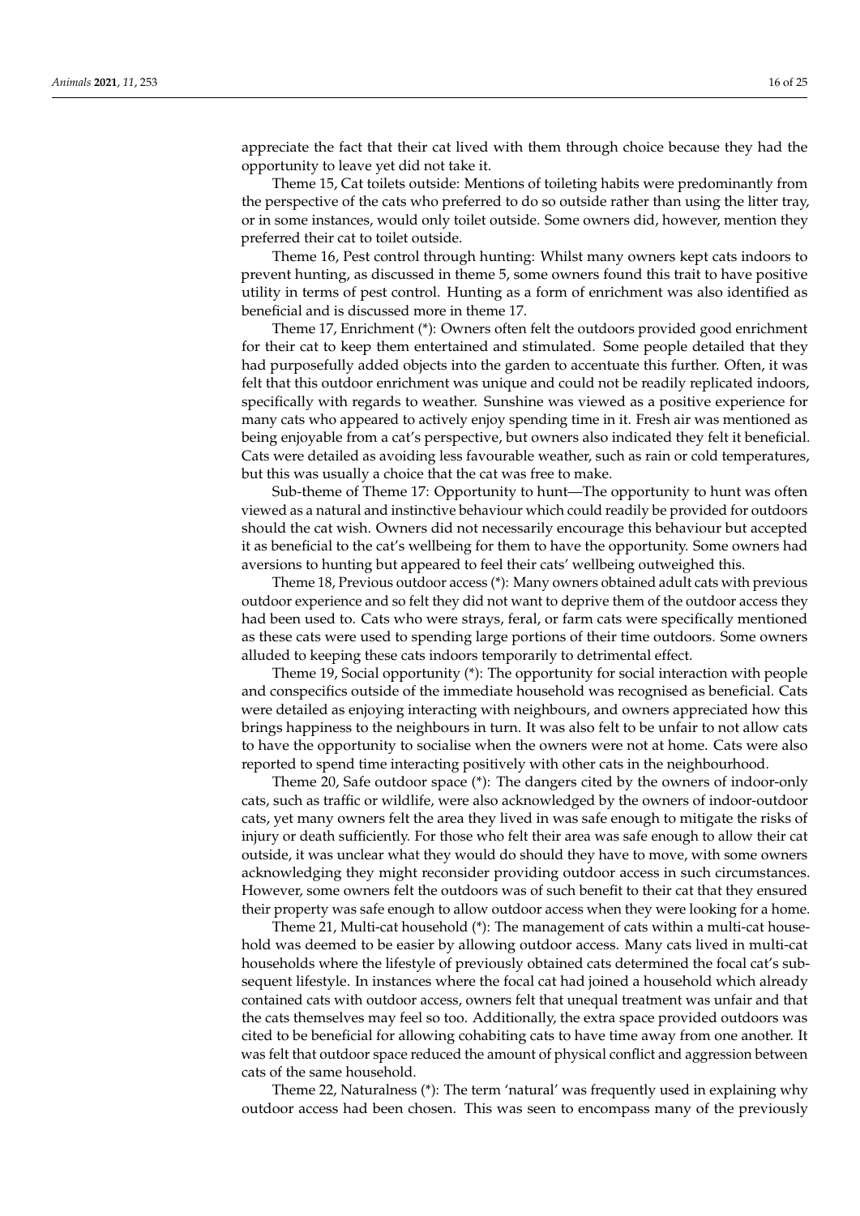appreciate the fact that their cat lived with them through choice because they had the opportunity to leave yet did not take it.

Theme 15, Cat toilets outside: Mentions of toileting habits were predominantly from the perspective of the cats who preferred to do so outside rather than using the litter tray, or in some instances, would only toilet outside. Some owners did, however, mention they preferred their cat to toilet outside.

Theme 16, Pest control through hunting: Whilst many owners kept cats indoors to prevent hunting, as discussed in theme 5, some owners found this trait to have positive utility in terms of pest control. Hunting as a form of enrichment was also identified as beneficial and is discussed more in theme 17.

Theme 17, Enrichment (*): Owners often felt the outdoors provided good enrichment for their cat to keep them entertained and stimulated. Some people detailed that they had purposefully added objects into the garden to accentuate this further. Often, it was felt that this outdoor enrichment was unique and could not be readily replicated indoors, specifically with regards to weather. Sunshine was viewed as a positive experience for many cats who appeared to actively enjoy spending time in it. Fresh air was mentioned as being enjoyable from a cat's perspective, but owners also indicated they felt it beneficial. Cats were detailed as avoiding less favourable weather, such as rain or cold temperatures, but this was usually a choice that the cat was free to make.

Sub-theme of Theme 17: Opportunity to hunt—The opportunity to hunt was often viewed as a natural and instinctive behaviour which could readily be provided for outdoors should the cat wish. Owners did not necessarily encourage this behaviour but accepted it as beneficial to the cat's wellbeing for them to have the opportunity. Some owners had aversions to hunting but appeared to feel their cats' wellbeing outweighed this.

Theme 18, Previous outdoor access (*): Many owners obtained adult cats with previous outdoor experience and so felt they did not want to deprive them of the outdoor access they had been used to. Cats who were strays, feral, or farm cats were specifically mentioned as these cats were used to spending large portions of their time outdoors. Some owners alluded to keeping these cats indoors temporarily to detrimental effect.

Theme 19, Social opportunity (*): The opportunity for social interaction with people and conspecifics outside of the immediate household was recognised as beneficial. Cats were detailed as enjoying interacting with neighbours, and owners appreciated how this brings happiness to the neighbours in turn. It was also felt to be unfair to not allow cats to have the opportunity to socialise when the owners were not at home. Cats were also reported to spend time interacting positively with other cats in the neighbourhood.

Theme 20, Safe outdoor space (*): The dangers cited by the owners of indoor-only cats, such as traffic or wildlife, were also acknowledged by the owners of indoor-outdoor cats, yet many owners felt the area they lived in was safe enough to mitigate the risks of injury or death sufficiently. For those who felt their area was safe enough to allow their cat outside, it was unclear what they would do should they have to move, with some owners acknowledging they might reconsider providing outdoor access in such circumstances. However, some owners felt the outdoors was of such benefit to their cat that they ensured their property was safe enough to allow outdoor access when they were looking for a home.

Theme 21, Multi-cat household (*): The management of cats within a multi-cat household was deemed to be easier by allowing outdoor access. Many cats lived in multi-cat households where the lifestyle of previously obtained cats determined the focal cat's subsequent lifestyle. In instances where the focal cat had joined a household which already contained cats with outdoor access, owners felt that unequal treatment was unfair and that the cats themselves may feel so too. Additionally, the extra space provided outdoors was cited to be beneficial for allowing cohabiting cats to have time away from one another. It was felt that outdoor space reduced the amount of physical conflict and aggression between cats of the same household.

Theme 22, Naturalness (*): The term 'natural' was frequently used in explaining why outdoor access had been chosen. This was seen to encompass many of the previously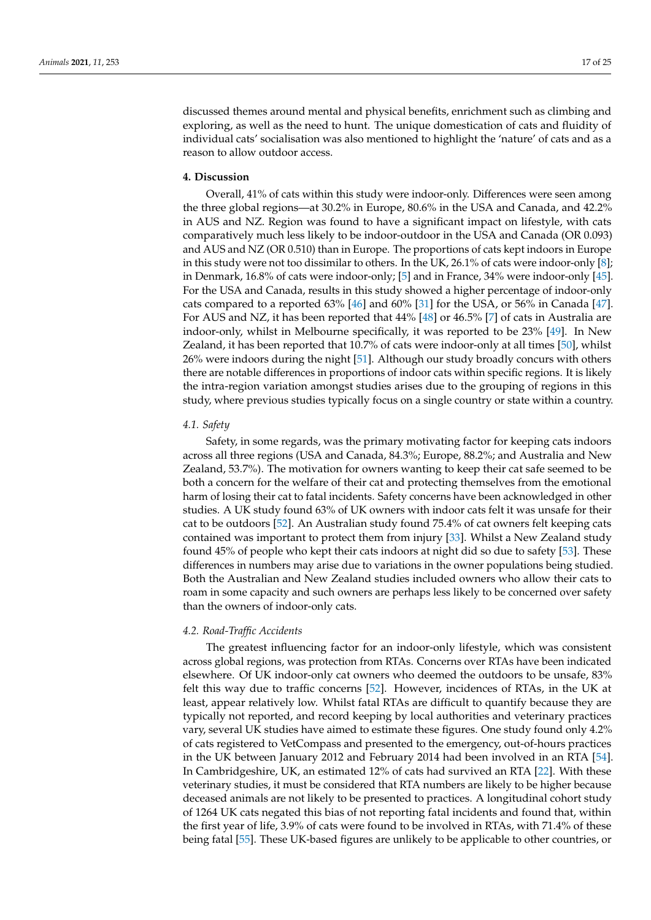discussed themes around mental and physical benefits, enrichment such as climbing and exploring, as well as the need to hunt. The unique domestication of cats and fluidity of individual cats' socialisation was also mentioned to highlight the 'nature' of cats and as a reason to allow outdoor access.

## 4. Discussion

Overall, 41% of cats within this study were indoor-only. Differences were seen among the three global regions—at 30.2% in Europe, 80.6% in the USA and Canada, and 42.2% in AUS and NZ. Region was found to have a significant impact on lifestyle, with cats comparatively much less likely to be indoor-outdoor in the USA and Canada (OR 0.093) and AUS and NZ (OR 0.510) than in Europe. The proportions of cats kept indoors in Europe in this study were not too dissimilar to others. In the UK, 26.1% of cats were indoor-only [8]; in Denmark, 16.8% of cats were indoor-only; [5] and in France, 34% were indoor-only [45]. For the USA and Canada, results in this study showed a higher percentage of indoor-only cats compared to a reported 63% [46] and 60% [31] for the USA, or 56% in Canada [47]. For AUS and NZ, it has been reported that 44% [48] or 46.5% [7] of cats in Australia are indoor-only, whilst in Melbourne specifically, it was reported to be 23% [49]. In New Zealand, it has been reported that 10.7% of cats were indoor-only at all times [50], whilst 26% were indoors during the night [51]. Although our study broadly concurs with others there are notable differences in proportions of indoor cats within specific regions. It is likely the intra-region variation amongst studies arises due to the grouping of regions in this study, where previous studies typically focus on a single country or state within a country.

### 4.1. Safety

Safety, in some regards, was the primary motivating factor for keeping cats indoors across all three regions (USA and Canada, 84.3%; Europe, 88.2%; and Australia and New Zealand, 53.7%). The motivation for owners wanting to keep their cat safe seemed to be both a concern for the welfare of their cat and protecting themselves from the emotional harm of losing their cat to fatal incidents. Safety concerns have been acknowledged in other studies. A UK study found 63% of UK owners with indoor cats felt it was unsafe for their cat to be outdoors [52]. An Australian study found 75.4% of cat owners felt keeping cats contained was important to protect them from injury [33]. Whilst a New Zealand study found 45% of people who kept their cats indoors at night did so due to safety [53]. These differences in numbers may arise due to variations in the owner populations being studied. Both the Australian and New Zealand studies included owners who allow their cats to roam in some capacity and such owners are perhaps less likely to be concerned over safety than the owners of indoor-only cats.

### 4.2. Road-Traffic Accidents

The greatest influencing factor for an indoor-only lifestyle, which was consistent across global regions, was protection from RTAs. Concerns over RTAs have been indicated elsewhere. Of UK indoor-only cat owners who deemed the outdoors to be unsafe, 83% felt this way due to traffic concerns [52]. However, incidences of RTAs, in the UK at least, appear relatively low. Whilst fatal RTAs are difficult to quantify because they are typically not reported, and record keeping by local authorities and veterinary practices vary, several UK studies have aimed to estimate these figures. One study found only 4.2% of cats registered to VetCompass and presented to the emergency, out-of-hours practices in the UK between January 2012 and February 2014 had been involved in an RTA [54]. In Cambridgeshire, UK, an estimated 12% of cats had survived an RTA [22]. With these veterinary studies, it must be considered that RTA numbers are likely to be higher because deceased animals are not likely to be presented to practices. A longitudinal cohort study of 1264 UK cats negated this bias of not reporting fatal incidents and found that, within the first year of life, 3.9% of cats were found to be involved in RTAs, with 71.4% of these being fatal [55]. These UK-based figures are unlikely to be applicable to other countries, or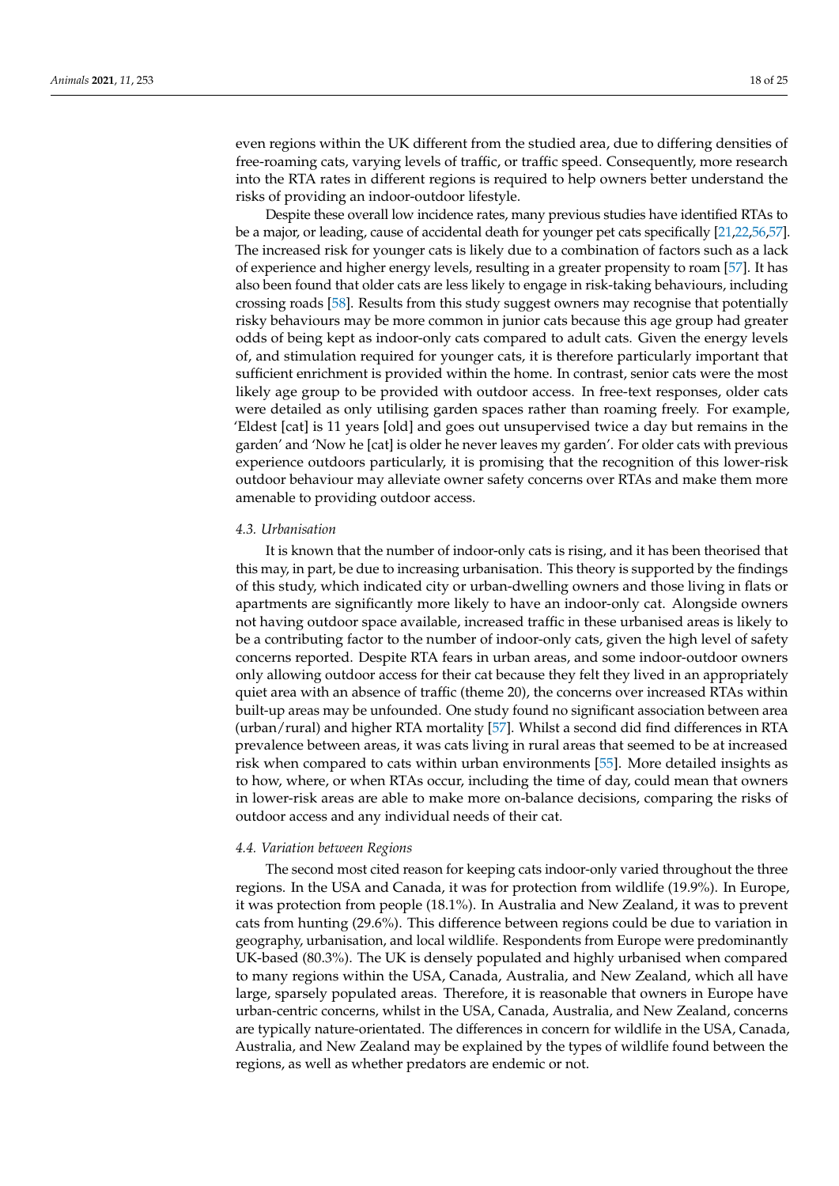even regions within the UK different from the studied area, due to differing densities of free-roaming cats, varying levels of traffic, or traffic speed. Consequently, more research into the RTA rates in different regions is required to help owners better understand the risks of providing an indoor-outdoor lifestyle.

Despite these overall low incidence rates, many previous studies have identified RTAs to be a major, or leading, cause of accidental death for younger pet cats specifically [21,22,56,57]. The increased risk for younger cats is likely due to a combination of factors such as a lack of experience and higher energy levels, resulting in a greater propensity to roam [57]. It has also been found that older cats are less likely to engage in risk-taking behaviours, including crossing roads [58]. Results from this study suggest owners may recognise that potentially risky behaviours may be more common in junior cats because this age group had greater odds of being kept as indoor-only cats compared to adult cats. Given the energy levels of, and stimulation required for younger cats, it is therefore particularly important that sufficient enrichment is provided within the home. In contrast, senior cats were the most likely age group to be provided with outdoor access. In free-text responses, older cats were detailed as only utilising garden spaces rather than roaming freely. For example, 'Eldest [cat] is 11 years [old] and goes out unsupervised twice a day but remains in the garden' and 'Now he [cat] is older he never leaves my garden'. For older cats with previous experience outdoors particularly, it is promising that the recognition of this lower-risk outdoor behaviour may alleviate owner safety concerns over RTAs and make them more amenable to providing outdoor access.

### *4.3. Urbanisation*

It is known that the number of indoor-only cats is rising, and it has been theorised that this may, in part, be due to increasing urbanisation. This theory is supported by the findings of this study, which indicated city or urban-dwelling owners and those living in flats or apartments are significantly more likely to have an indoor-only cat. Alongside owners not having outdoor space available, increased traffic in these urbanised areas is likely to be a contributing factor to the number of indoor-only cats, given the high level of safety concerns reported. Despite RTA fears in urban areas, and some indoor-outdoor owners only allowing outdoor access for their cat because they felt they lived in an appropriately quiet area with an absence of traffic (theme 20), the concerns over increased RTAs within built-up areas may be unfounded. One study found no significant association between area (urban/rural) and higher RTA mortality [57]. Whilst a second did find differences in RTA prevalence between areas, it was cats living in rural areas that seemed to be at increased risk when compared to cats within urban environments [55]. More detailed insights as to how, where, or when RTAs occur, including the time of day, could mean that owners in lower-risk areas are able to make more on-balance decisions, comparing the risks of outdoor access and any individual needs of their cat.

### *4.4. Variation between Regions*

The second most cited reason for keeping cats indoor-only varied throughout the three regions. In the USA and Canada, it was for protection from wildlife (19.9%). In Europe, it was protection from people (18.1%). In Australia and New Zealand, it was to prevent cats from hunting (29.6%). This difference between regions could be due to variation in geography, urbanisation, and local wildlife. Respondents from Europe were predominantly UK-based (80.3%). The UK is densely populated and highly urbanised when compared to many regions within the USA, Canada, Australia, and New Zealand, which all have large, sparsely populated areas. Therefore, it is reasonable that owners in Europe have urban-centric concerns, whilst in the USA, Canada, Australia, and New Zealand, concerns are typically nature-orientated. The differences in concern for wildlife in the USA, Canada, Australia, and New Zealand may be explained by the types of wildlife found between the regions, as well as whether predators are endemic or not.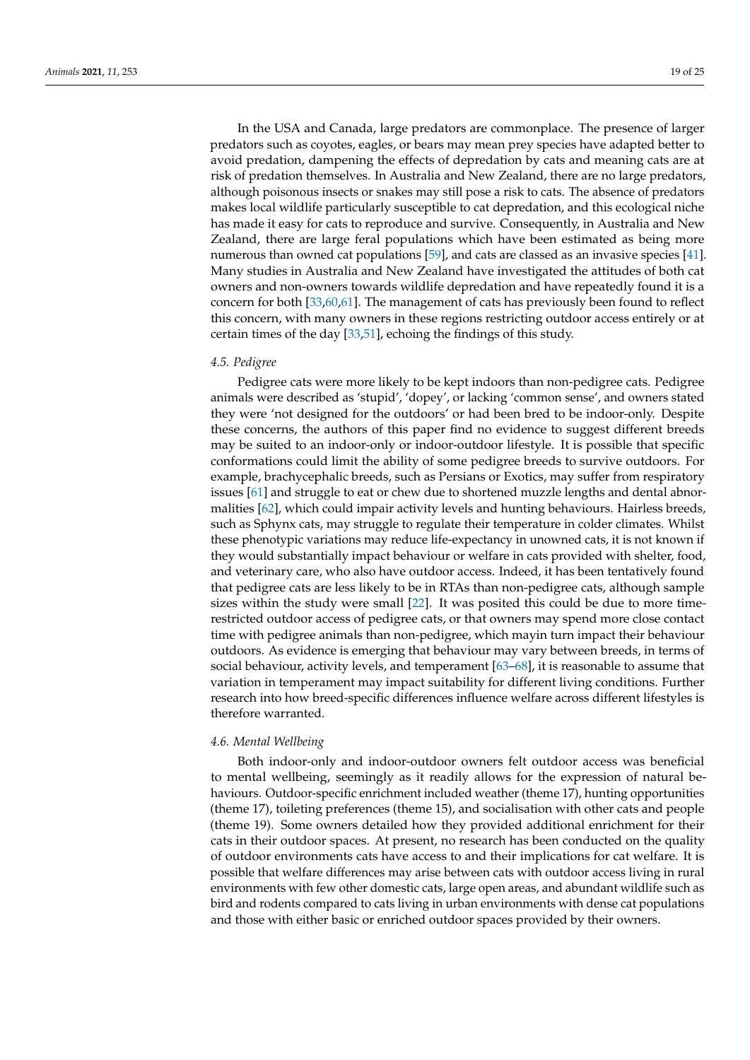In the USA and Canada, large predators are commonplace. The presence of larger predators such as coyotes, eagles, or bears may mean prey species have adapted better to avoid predation, dampening the effects of depredation by cats and meaning cats are at risk of predation themselves. In Australia and New Zealand, there are no large predators, although poisonous insects or snakes may still pose a risk to cats. The absence of predators makes local wildlife particularly susceptible to cat depredation, and this ecological niche has made it easy for cats to reproduce and survive. Consequently, in Australia and New Zealand, there are large feral populations which have been estimated as being more numerous than owned cat populations [59], and cats are classed as an invasive species [41]. Many studies in Australia and New Zealand have investigated the attitudes of both cat owners and non-owners towards wildlife depredation and have repeatedly found it is a concern for both [33,60,61]. The management of cats has previously been found to reflect this concern, with many owners in these regions restricting outdoor access entirely or at certain times of the day [33,51], echoing the findings of this study.

### 4.5. Pedigree

Pedigree cats were more likely to be kept indoors than non-pedigree cats. Pedigree animals were described as 'stupid', 'dopey', or lacking 'common sense', and owners stated they were 'not designed for the outdoors' or had been bred to be indoor-only. Despite these concerns, the authors of this paper find no evidence to suggest different breeds may be suited to an indoor-only or indoor-outdoor lifestyle. It is possible that specific conformations could limit the ability of some pedigree breeds to survive outdoors. For example, brachycephalic breeds, such as Persians or Exotics, may suffer from respiratory issues [61] and struggle to eat or chew due to shortened muzzle lengths and dental abnormalities [62], which could impair activity levels and hunting behaviours. Hairless breeds, such as Sphynx cats, may struggle to regulate their temperature in colder climates. Whilst these phenotypic variations may reduce life-expectancy in unowned cats, it is not known if they would substantially impact behaviour or welfare in cats provided with shelter, food, and veterinary care, who also have outdoor access. Indeed, it has been tentatively found that pedigree cats are less likely to be in RTAs than non-pedigree cats, although sample sizes within the study were small [22]. It was posited this could be due to more time-restricted outdoor access of pedigree cats, or that owners may spend more close contact time with pedigree animals than non-pedigree, which mayin turn impact their behaviour outdoors. As evidence is emerging that behaviour may vary between breeds, in terms of social behaviour, activity levels, and temperament [63–68], it is reasonable to assume that variation in temperament may impact suitability for different living conditions. Further research into how breed-specific differences influence welfare across different lifestyles is therefore warranted.

### 4.6. Mental Wellbeing

Both indoor-only and indoor-outdoor owners felt outdoor access was beneficial to mental wellbeing, seemingly as it readily allows for the expression of natural behaviours. Outdoor-specific enrichment included weather (theme 17), hunting opportunities (theme 17), toileting preferences (theme 15), and socialisation with other cats and people (theme 19). Some owners detailed how they provided additional enrichment for their cats in their outdoor spaces. At present, no research has been conducted on the quality of outdoor environments cats have access to and their implications for cat welfare. It is possible that welfare differences may arise between cats with outdoor access living in rural environments with few other domestic cats, large open areas, and abundant wildlife such as bird and rodents compared to cats living in urban environments with dense cat populations and those with either basic or enriched outdoor spaces provided by their owners.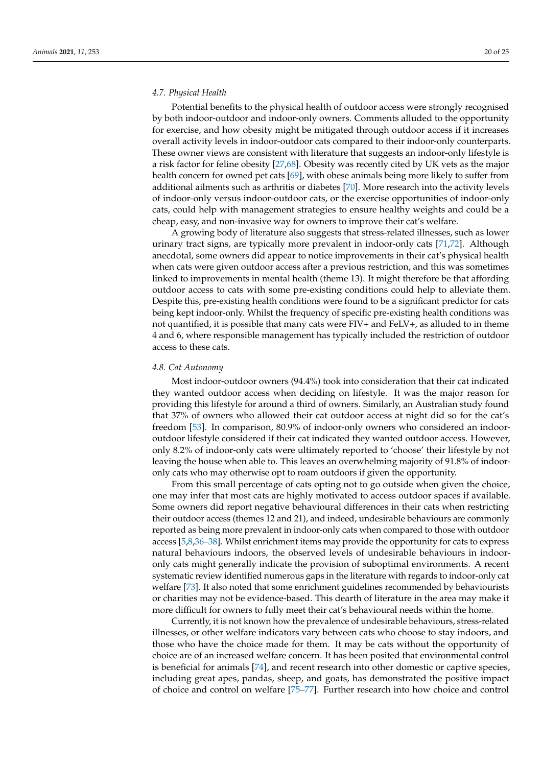### 4.7. Physical Health

Potential benefits to the physical health of outdoor access were strongly recognised by both indoor-outdoor and indoor-only owners. Comments alluded to the opportunity for exercise, and how obesity might be mitigated through outdoor access if it increases overall activity levels in indoor-outdoor cats compared to their indoor-only counterparts. These owner views are consistent with literature that suggests an indoor-only lifestyle is a risk factor for feline obesity [27,68]. Obesity was recently cited by UK vets as the major health concern for owned pet cats [69], with obese animals being more likely to suffer from additional ailments such as arthritis or diabetes [70]. More research into the activity levels of indoor-only versus indoor-outdoor cats, or the exercise opportunities of indoor-only cats, could help with management strategies to ensure healthy weights and could be a cheap, easy, and non-invasive way for owners to improve their cat's welfare.

A growing body of literature also suggests that stress-related illnesses, such as lower urinary tract signs, are typically more prevalent in indoor-only cats [71,72]. Although anecdotal, some owners did appear to notice improvements in their cat's physical health when cats were given outdoor access after a previous restriction, and this was sometimes linked to improvements in mental health (theme 13). It might therefore be that affording outdoor access to cats with some pre-existing conditions could help to alleviate them. Despite this, pre-existing health conditions were found to be a significant predictor for cats being kept indoor-only. Whilst the frequency of specific pre-existing health conditions was not quantified, it is possible that many cats were FIV+ and FeLV+, as alluded to in theme 4 and 6, where responsible management has typically included the restriction of outdoor access to these cats.

### 4.8. Cat Autonomy

Most indoor-outdoor owners (94.4%) took into consideration that their cat indicated they wanted outdoor access when deciding on lifestyle. It was the major reason for providing this lifestyle for around a third of owners. Similarly, an Australian study found that 37% of owners who allowed their cat outdoor access at night did so for the cat's freedom [53]. In comparison, 80.9% of indoor-only owners who considered an indoor-outdoor lifestyle considered if their cat indicated they wanted outdoor access. However, only 8.2% of indoor-only cats were ultimately reported to 'choose' their lifestyle by not leaving the house when able to. This leaves an overwhelming majority of 91.8% of indoor-only cats who may otherwise opt to roam outdoors if given the opportunity.

From this small percentage of cats opting not to go outside when given the choice, one may infer that most cats are highly motivated to access outdoor spaces if available. Some owners did report negative behavioural differences in their cats when restricting their outdoor access (themes 12 and 21), and indeed, undesirable behaviours are commonly reported as being more prevalent in indoor-only cats when compared to those with outdoor access [5,8,36–38]. Whilst enrichment items may provide the opportunity for cats to express natural behaviours indoors, the observed levels of undesirable behaviours in indoor-only cats might generally indicate the provision of suboptimal environments. A recent systematic review identified numerous gaps in the literature with regards to indoor-only cat welfare [73]. It also noted that some enrichment guidelines recommended by behaviourists or charities may not be evidence-based. This dearth of literature in the area may make it more difficult for owners to fully meet their cat's behavioural needs within the home.

Currently, it is not known how the prevalence of undesirable behaviours, stress-related illnesses, or other welfare indicators vary between cats who choose to stay indoors, and those who have the choice made for them. It may be cats without the opportunity of choice are of an increased welfare concern. It has been posited that environmental control is beneficial for animals [74], and recent research into other domestic or captive species, including great apes, pandas, sheep, and goats, has demonstrated the positive impact of choice and control on welfare [75–77]. Further research into how choice and control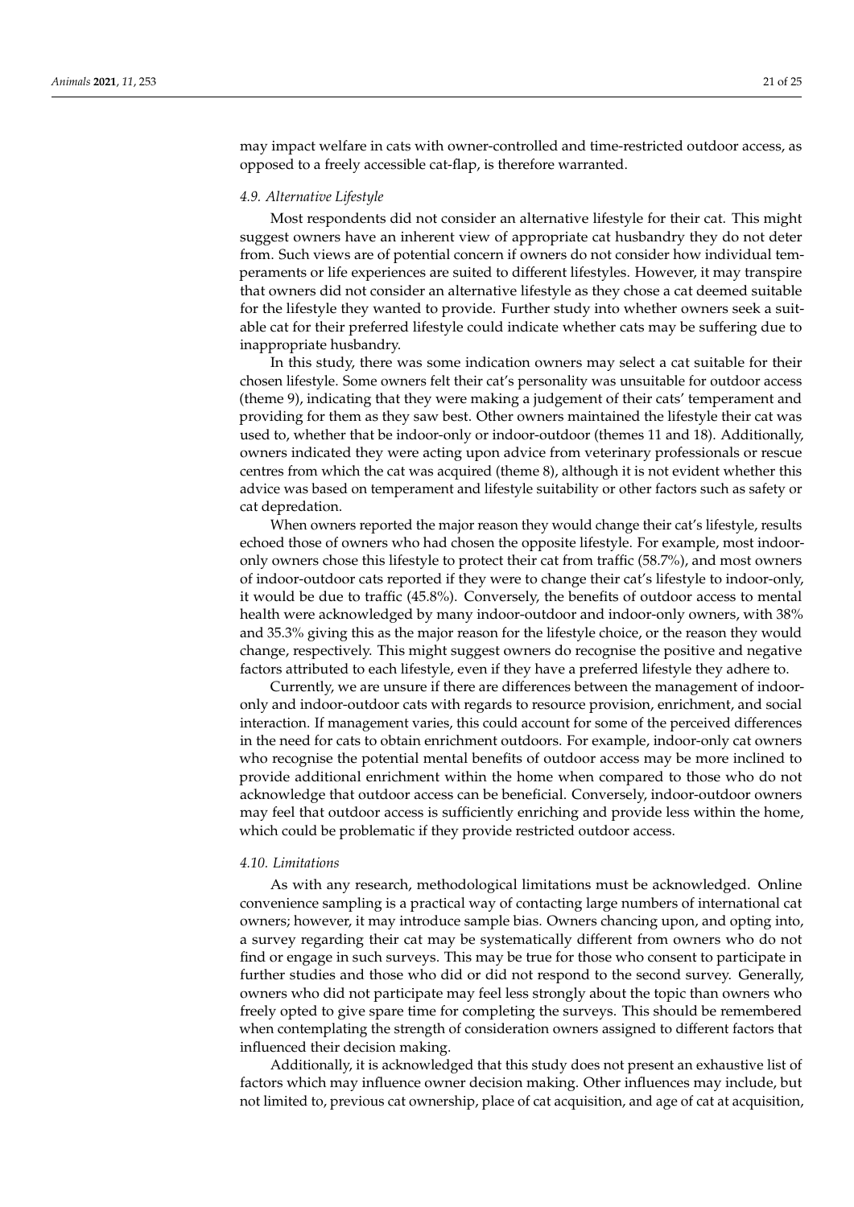may impact welfare in cats with owner-controlled and time-restricted outdoor access, as opposed to a freely accessible cat-flap, is therefore warranted.

### 4.9. Alternative Lifestyle

Most respondents did not consider an alternative lifestyle for their cat. This might suggest owners have an inherent view of appropriate cat husbandry they do not deter from. Such views are of potential concern if owners do not consider how individual temperaments or life experiences are suited to different lifestyles. However, it may transpire that owners did not consider an alternative lifestyle as they chose a cat deemed suitable for the lifestyle they wanted to provide. Further study into whether owners seek a suitable cat for their preferred lifestyle could indicate whether cats may be suffering due to inappropriate husbandry.

In this study, there was some indication owners may select a cat suitable for their chosen lifestyle. Some owners felt their cat's personality was unsuitable for outdoor access (theme 9), indicating that they were making a judgement of their cats' temperament and providing for them as they saw best. Other owners maintained the lifestyle their cat was used to, whether that be indoor-only or indoor-outdoor (themes 11 and 18). Additionally, owners indicated they were acting upon advice from veterinary professionals or rescue centres from which the cat was acquired (theme 8), although it is not evident whether this advice was based on temperament and lifestyle suitability or other factors such as safety or cat depredation.

When owners reported the major reason they would change their cat's lifestyle, results echoed those of owners who had chosen the opposite lifestyle. For example, most indoor-only owners chose this lifestyle to protect their cat from traffic (58.7%), and most owners of indoor-outdoor cats reported if they were to change their cat's lifestyle to indoor-only, it would be due to traffic (45.8%). Conversely, the benefits of outdoor access to mental health were acknowledged by many indoor-outdoor and indoor-only owners, with 38% and 35.3% giving this as the major reason for the lifestyle choice, or the reason they would change, respectively. This might suggest owners do recognise the positive and negative factors attributed to each lifestyle, even if they have a preferred lifestyle they adhere to.

Currently, we are unsure if there are differences between the management of indoor-only and indoor-outdoor cats with regards to resource provision, enrichment, and social interaction. If management varies, this could account for some of the perceived differences in the need for cats to obtain enrichment outdoors. For example, indoor-only cat owners who recognise the potential mental benefits of outdoor access may be more inclined to provide additional enrichment within the home when compared to those who do not acknowledge that outdoor access can be beneficial. Conversely, indoor-outdoor owners may feel that outdoor access is sufficiently enriching and provide less within the home, which could be problematic if they provide restricted outdoor access.

### 4.10. Limitations

As with any research, methodological limitations must be acknowledged. Online convenience sampling is a practical way of contacting large numbers of international cat owners; however, it may introduce sample bias. Owners chancing upon, and opting into, a survey regarding their cat may be systematically different from owners who do not find or engage in such surveys. This may be true for those who consent to participate in further studies and those who did or did not respond to the second survey. Generally, owners who did not participate may feel less strongly about the topic than owners who freely opted to give spare time for completing the surveys. This should be remembered when contemplating the strength of consideration owners assigned to different factors that influenced their decision making.

Additionally, it is acknowledged that this study does not present an exhaustive list of factors which may influence owner decision making. Other influences may include, but not limited to, previous cat ownership, place of cat acquisition, and age of cat at acquisition,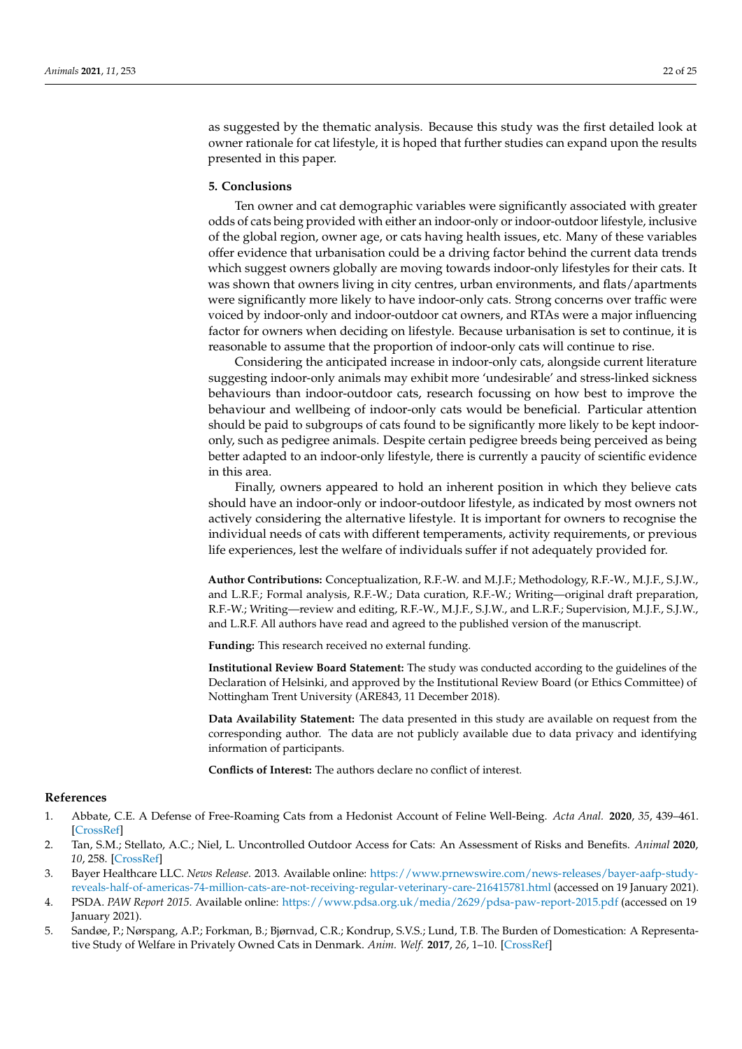as suggested by the thematic analysis. Because this study was the first detailed look at owner rationale for cat lifestyle, it is hoped that further studies can expand upon the results presented in this paper.

## 5. Conclusions

Ten owner and cat demographic variables were significantly associated with greater odds of cats being provided with either an indoor-only or indoor-outdoor lifestyle, inclusive of the global region, owner age, or cats having health issues, etc. Many of these variables offer evidence that urbanisation could be a driving factor behind the current data trends which suggest owners globally are moving towards indoor-only lifestyles for their cats. It was shown that owners living in city centres, urban environments, and flats/apartments were significantly more likely to have indoor-only cats. Strong concerns over traffic were voiced by indoor-only and indoor-outdoor cat owners, and RTAs were a major influencing factor for owners when deciding on lifestyle. Because urbanisation is set to continue, it is reasonable to assume that the proportion of indoor-only cats will continue to rise.

Considering the anticipated increase in indoor-only cats, alongside current literature suggesting indoor-only animals may exhibit more 'undesirable' and stress-linked sickness behaviours than indoor-outdoor cats, research focussing on how best to improve the behaviour and wellbeing of indoor-only cats would be beneficial. Particular attention should be paid to subgroups of cats found to be significantly more likely to be kept indoor-only, such as pedigree animals. Despite certain pedigree breeds being perceived as being better adapted to an indoor-only lifestyle, there is currently a paucity of scientific evidence in this area.

Finally, owners appeared to hold an inherent position in which they believe cats should have an indoor-only or indoor-outdoor lifestyle, as indicated by most owners not actively considering the alternative lifestyle. It is important for owners to recognise the individual needs of cats with different temperaments, activity requirements, or previous life experiences, lest the welfare of individuals suffer if not adequately provided for.

**Author Contributions:** Conceptualization, R.F.-W. and M.J.F.; Methodology, R.F.-W., M.J.F., S.J.W., and L.R.F.; Formal analysis, R.F.-W.; Data curation, R.F.-W.; Writing—original draft preparation, R.F.-W.; Writing—review and editing, R.F.-W., M.J.F., S.J.W., and L.R.F.; Supervision, M.J.F., S.J.W., and L.R.F. All authors have read and agreed to the published version of the manuscript.

**Funding:** This research received no external funding.

**Institutional Review Board Statement:** The study was conducted according to the guidelines of the Declaration of Helsinki, and approved by the Institutional Review Board (or Ethics Committee) of Nottingham Trent University (ARE843, 11 December 2018).

**Data Availability Statement:** The data presented in this study are available on request from the corresponding author. The data are not publicly available due to data privacy and identifying information of participants.

**Conflicts of Interest:** The authors declare no conflict of interest.

## References

1. Abbate, C.E. A Defense of Free-Roaming Cats from a Hedonist Account of Feline Well-Being. *Acta Anal.* **2020**, *35*, 439–461. [CrossRef]
2. Tan, S.M.; Stellato, A.C.; Niel, L. Uncontrolled Outdoor Access for Cats: An Assessment of Risks and Benefits. *Animal* **2020**, *10*, 258. [CrossRef]
3. Bayer Healthcare LLC. *News Release*. 2013. Available online: https://www.prnewswire.com/news-releases/bayer-aafp-study-reveals-half-of-americas-74-million-cats-are-not-receiving-regular-veterinary-care-216415781.html (accessed on 19 January 2021).
4. PSDA. *PAW Report 2015*. Available online: https://www.pdsa.org.uk/media/2629/pdsa-paw-report-2015.pdf (accessed on 19 January 2021).
5. Sandøe, P.; Nørspang, A.P.; Forkman, B.; Bjørnvad, C.R.; Kondrup, S.V.S.; Lund, T.B. The Burden of Domestication: A Representative Study of Welfare in Privately Owned Cats in Denmark. *Anim. Welf.* **2017**, *26*, 1–10. [CrossRef]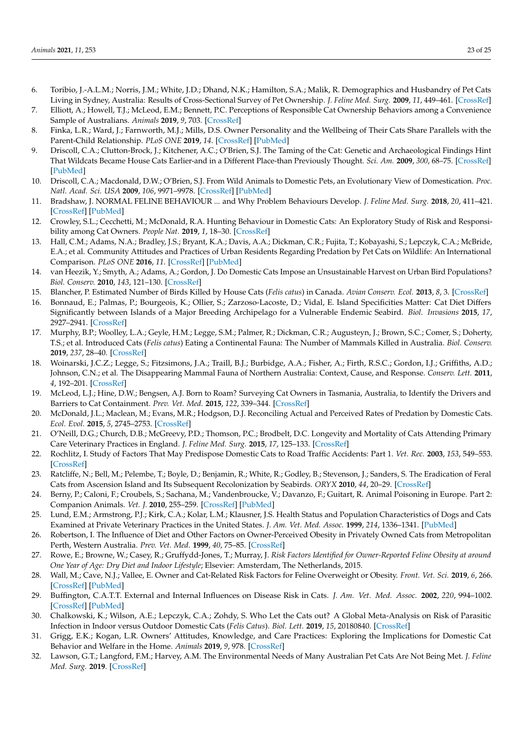6. Toribio, J.-A.L.M.; Norris, J.M.; White, J.D.; Dhand, N.K.; Hamilton, S.A.; Malik, R. Demographics and Husbandry of Pet Cats Living in Sydney, Australia: Results of Cross-Sectional Survey of Pet Ownership. *J. Feline Med. Surg.* **2009**, *11*, 449–461. [CrossRef]
7. Elliott, A.; Howell, T.J.; McLeod, E.M.; Bennett, P.C. Perceptions of Responsible Cat Ownership Behaviors among a Convenience Sample of Australians. *Animals* **2019**, *9*, 703. [CrossRef]
8. Finka, L.R.; Ward, J.; Farnworth, M.J.; Mills, D.S. Owner Personality and the Wellbeing of Their Cats Share Parallels with the Parent-Child Relationship. *PLoS ONE* **2019**, *14*. [CrossRef] [PubMed]
9. Driscoll, C.A.; Clutton-Brock, J.; Kitchener, A.C.; O'Brien, S.J. The Taming of the Cat: Genetic and Archaeological Findings Hint That Wildcats Became House Cats Earlier-and in a Different Place-than Previously Thought. *Sci. Am.* **2009**, *300*, 68–75. [CrossRef] [PubMed]
10. Driscoll, C.A.; Macdonald, D.W.; O'Brien, S.J. From Wild Animals to Domestic Pets, an Evolutionary View of Domestication. *Proc. Natl. Acad. Sci. USA* **2009**, *106*, 9971–9978. [CrossRef] [PubMed]
11. Bradshaw, J. NORMAL FELINE BEHAVIOUR ... and Why Problem Behaviours Develop. *J. Feline Med. Surg.* **2018**, *20*, 411–421. [CrossRef] [PubMed]
12. Crowley, S.L.; Cecchetti, M.; McDonald, R.A. Hunting Behaviour in Domestic Cats: An Exploratory Study of Risk and Responsibility among Cat Owners. *People Nat.* **2019**, *1*, 18–30. [CrossRef]
13. Hall, C.M.; Adams, N.A.; Bradley, J.S.; Bryant, K.A.; Davis, A.A.; Dickman, C.R.; Fujita, T.; Kobayashi, S.; Lepczyk, C.A.; McBride, E.A.; et al. Community Attitudes and Practices of Urban Residents Regarding Predation by Pet Cats on Wildlife: An International Comparison. *PLoS ONE* **2016**, *11*. [CrossRef] [PubMed]
14. van Heezik, Y.; Smyth, A.; Adams, A.; Gordon, J. Do Domestic Cats Impose an Unsustainable Harvest on Urban Bird Populations? *Biol. Conserv.* **2010**, *143*, 121–130. [CrossRef]
15. Blancher, P. Estimated Number of Birds Killed by House Cats (*Felis catus*) in Canada. *Avian Conserv. Ecol.* **2013**, *8*, 3. [CrossRef]
16. Bonnaud, E.; Palmas, P.; Bourgeois, K.; Ollier, S.; Zarzoso-Lacoste, D.; Vidal, E. Island Specificities Matter: Cat Diet Differs Significantly between Islands of a Major Breeding Archipelago for a Vulnerable Endemic Seabird. *Biol. Invasions* **2015**, *17*, 2927–2941. [CrossRef]
17. Murphy, B.P.; Woolley, L.A.; Geyle, H.M.; Legge, S.M.; Palmer, R.; Dickman, C.R.; Augusteyn, J.; Brown, S.C.; Comer, S.; Doherty, T.S.; et al. Introduced Cats (*Felis catus*) Eating a Continental Fauna: The Number of Mammals Killed in Australia. *Biol. Conserv.* **2019**, *237*, 28–40. [CrossRef]
18. Woinarski, J.C.Z.; Legge, S.; Fitzsimons, J.A.; Traill, B.J.; Burbidge, A.A.; Fisher, A.; Firth, R.S.C.; Gordon, I.J.; Griffiths, A.D.; Johnson, C.N.; et al. The Disappearing Mammal Fauna of Northern Australia: Context, Cause, and Response. *Conserv. Lett.* **2011**, *4*, 192–201. [CrossRef]
19. McLeod, L.J.; Hine, D.W.; Bengsen, A.J. Born to Roam? Surveying Cat Owners in Tasmania, Australia, to Identify the Drivers and Barriers to Cat Containment. *Prev. Vet. Med.* **2015**, *122*, 339–344. [CrossRef]
20. McDonald, J.L.; Maclean, M.; Evans, M.R.; Hodgson, D.J. Reconciling Actual and Perceived Rates of Predation by Domestic Cats. *Ecol. Evol.* **2015**, *5*, 2745–2753. [CrossRef]
21. O'Neill, D.G.; Church, D.B.; McGreevy, P.D.; Thomson, P.C.; Brodbelt, D.C. Longevity and Mortality of Cats Attending Primary Care Veterinary Practices in England. *J. Feline Med. Surg.* **2015**, *17*, 125–133. [CrossRef]
22. Rochlitz, I. Study of Factors That May Predispose Domestic Cats to Road Traffic Accidents: Part 1. *Vet. Rec.* **2003**, *153*, 549–553. [CrossRef]
23. Ratcliffe, N.; Bell, M.; Pelembe, T.; Boyle, D.; Benjamin, R.; White, R.; Godley, B.; Stevenson, J.; Sanders, S. The Eradication of Feral Cats from Ascension Island and Its Subsequent Recolonization by Seabirds. *ORYX* **2010**, *44*, 20–29. [CrossRef]
24. Berny, P.; Caloni, F.; Croubels, S.; Sachana, M.; Vandenbroucke, V.; Davanzo, F.; Guitart, R. Animal Poisoning in Europe. Part 2: Companion Animals. *Vet. J.* **2010**, 255–259. [CrossRef] [PubMed]
25. Lund, E.M.; Armstrong, P.J.; Kirk, C.A.; Kolar, L.M.; Klausner, J.S. Health Status and Population Characteristics of Dogs and Cats Examined at Private Veterinary Practices in the United States. *J. Am. Vet. Med. Assoc.* **1999**, *214*, 1336–1341. [PubMed]
26. Robertson, I. The Influence of Diet and Other Factors on Owner-Perceived Obesity in Privately Owned Cats from Metropolitan Perth, Western Australia. *Prev. Vet. Med.* **1999**, *40*, 75–85. [CrossRef]
27. Rowe, E.; Browne, W.; Casey, R.; Gruffydd-Jones, T.; Murray, J. *Risk Factors Identified for Owner-Reported Feline Obesity at around One Year of Age: Dry Diet and Indoor Lifestyle*; Elsevier: Amsterdam, The Netherlands, 2015.
28. Wall, M.; Cave, N.J.; Vallee, E. Owner and Cat-Related Risk Factors for Feline Overweight or Obesity. *Front. Vet. Sci.* **2019**, *6*, 266. [CrossRef] [PubMed]
29. Buffington, C.A.T.T. External and Internal Influences on Disease Risk in Cats. *J. Am. Vet. Med. Assoc.* **2002**, *220*, 994–1002. [CrossRef] [PubMed]
30. Chalkowski, K.; Wilson, A.E.; Lepczyk, C.A.; Zohdy, S. Who Let the Cats out? A Global Meta-Analysis on Risk of Parasitic Infection in Indoor versus Outdoor Domestic Cats (*Felis Catus*). *Biol. Lett.* **2019**, *15*, 20180840. [CrossRef]
31. Grigg, E.K.; Kogan, L.R. Owners' Attitudes, Knowledge, and Care Practices: Exploring the Implications for Domestic Cat Behavior and Welfare in the Home. *Animals* **2019**, *9*, 978. [CrossRef]
32. Lawson, G.T.; Langford, F.M.; Harvey, A.M. The Environmental Needs of Many Australian Pet Cats Are Not Being Met. *J. Feline Med. Surg.* **2019**. [CrossRef]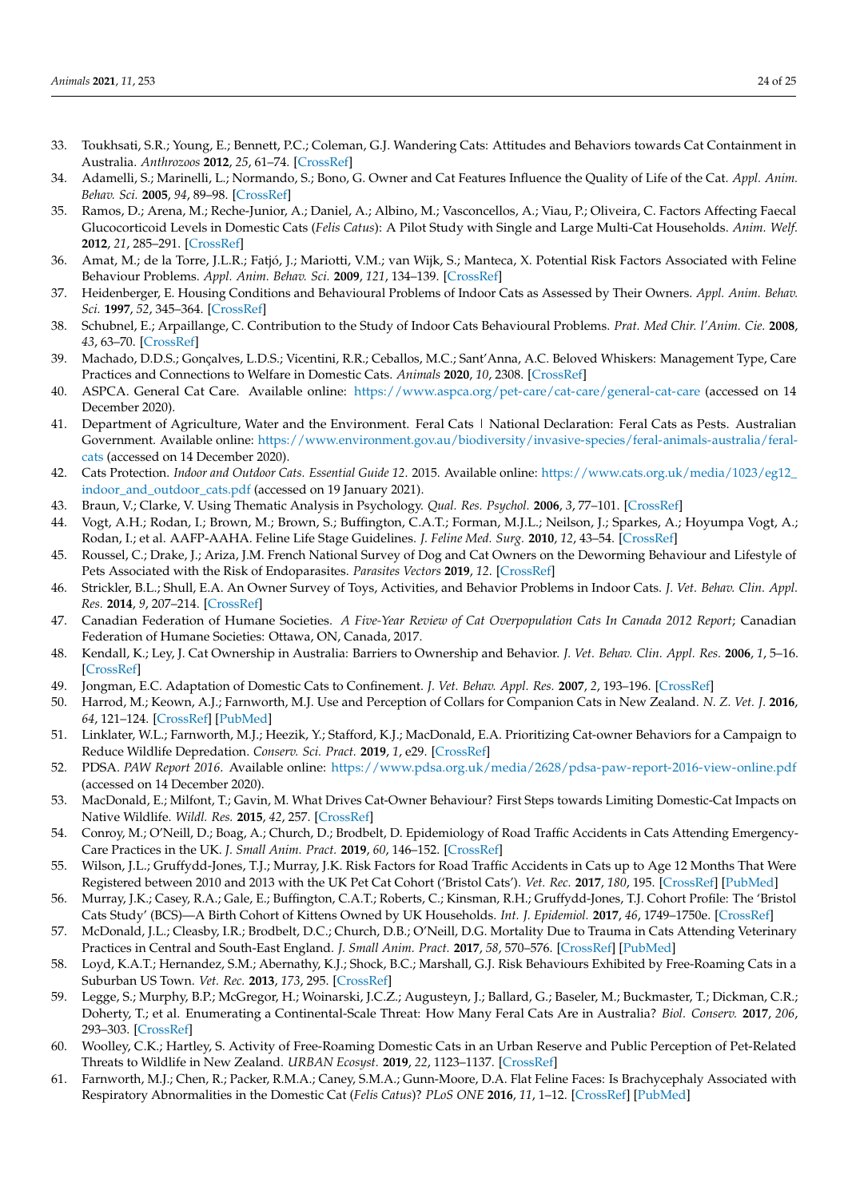33. Toukhsati, S.R.; Young, E.; Bennett, P.C.; Coleman, G.J. Wandering Cats: Attitudes and Behaviors towards Cat Containment in Australia. *Anthrozoos* **2012**, *25*, 61–74. [CrossRef]
34. Adamelli, S.; Marinelli, L.; Normando, S.; Bono, G. Owner and Cat Features Influence the Quality of Life of the Cat. *Appl. Anim. Behav. Sci.* **2005**, *94*, 89–98. [CrossRef]
35. Ramos, D.; Arena, M.; Reche-Junior, A.; Daniel, A.; Albino, M.; Vasconcellos, A.; Viau, P.; Oliveira, C. Factors Affecting Faecal Glucocorticoid Levels in Domestic Cats (*Felis Catus*): A Pilot Study with Single and Large Multi-Cat Households. *Anim. Welf.* **2012**, *21*, 285–291. [CrossRef]
36. Amat, M.; de la Torre, J.L.R.; Fatjó, J.; Mariotti, V.M.; van Wijk, S.; Manteca, X. Potential Risk Factors Associated with Feline Behaviour Problems. *Appl. Anim. Behav. Sci.* **2009**, *121*, 134–139. [CrossRef]
37. Heidenberger, E. Housing Conditions and Behavioural Problems of Indoor Cats as Assessed by Their Owners. *Appl. Anim. Behav. Sci.* **1997**, *52*, 345–364. [CrossRef]
38. Schubnel, E.; Arpaillange, C. Contribution to the Study of Indoor Cats Behavioural Problems. *Prat. Med Chir. l'Anim. Cie.* **2008**, *43*, 63–70. [CrossRef]
39. Machado, D.D.S.; Gonçalves, L.D.S.; Vicentini, R.R.; Ceballos, M.C.; Sant'Anna, A.C. Beloved Whiskers: Management Type, Care Practices and Connections to Welfare in Domestic Cats. *Animals* **2020**, *10*, 2308. [CrossRef]
40. ASPCA. General Cat Care. Available online: https://www.aspca.org/pet-care/cat-care/general-cat-care (accessed on 14 December 2020).
41. Department of Agriculture, Water and the Environment. Feral Cats | National Declaration: Feral Cats as Pests. Australian Government. Available online: https://www.environment.gov.au/biodiversity/invasive-species/feral-animals-australia/feral-cats (accessed on 14 December 2020).
42. Cats Protection. *Indoor and Outdoor Cats. Essential Guide 12*. 2015. Available online: https://www.cats.org.uk/media/1023/eg12_indoor_and_outdoor_cats.pdf (accessed on 19 January 2021).
43. Braun, V.; Clarke, V. Using Thematic Analysis in Psychology. *Qual. Res. Psychol.* **2006**, *3*, 77–101. [CrossRef]
44. Vogt, A.H.; Rodan, I.; Brown, M.; Brown, S.; Buffington, C.A.T.; Forman, M.J.L.; Neilson, J.; Sparkes, A.; Hoyumpa Vogt, A.; Rodan, I.; et al. AAFP-AAHA. Feline Life Stage Guidelines. *J. Feline Med. Surg.* **2010**, *12*, 43–54. [CrossRef]
45. Roussel, C.; Drake, J.; Ariza, J.M. French National Survey of Dog and Cat Owners on the Deworming Behaviour and Lifestyle of Pets Associated with the Risk of Endoparasites. *Parasites Vectors* **2019**, *12*. [CrossRef]
46. Strickler, B.L.; Shull, E.A. An Owner Survey of Toys, Activities, and Behavior Problems in Indoor Cats. *J. Vet. Behav. Clin. Appl. Res.* **2014**, *9*, 207–214. [CrossRef]
47. Canadian Federation of Humane Societies. *A Five-Year Review of Cat Overpopulation Cats In Canada 2012 Report*; Canadian Federation of Humane Societies: Ottawa, ON, Canada, 2017.
48. Kendall, K.; Ley, J. Cat Ownership in Australia: Barriers to Ownership and Behavior. *J. Vet. Behav. Clin. Appl. Res.* **2006**, *1*, 5–16. [CrossRef]
49. Jongman, E.C. Adaptation of Domestic Cats to Confinement. *J. Vet. Behav. Appl. Res.* **2007**, *2*, 193–196. [CrossRef]
50. Harrod, M.; Keown, A.J.; Farnworth, M.J. Use and Perception of Collars for Companion Cats in New Zealand. *N. Z. Vet. J.* **2016**, *64*, 121–124. [CrossRef] [PubMed]
51. Linklater, W.L.; Farnworth, M.J.; Heezik, Y.; Stafford, K.J.; MacDonald, E.A. Prioritizing Cat-owner Behaviors for a Campaign to Reduce Wildlife Depredation. *Conserv. Sci. Pract.* **2019**, *1*, e29. [CrossRef]
52. PDSA. *PAW Report 2016*. Available online: https://www.pdsa.org.uk/media/2628/pdsa-paw-report-2016-view-online.pdf (accessed on 14 December 2020).
53. MacDonald, E.; Milfont, T.; Gavin, M. What Drives Cat-Owner Behaviour? First Steps towards Limiting Domestic-Cat Impacts on Native Wildlife. *Wildl. Res.* **2015**, *42*, 257. [CrossRef]
54. Conroy, M.; O'Neill, D.; Boag, A.; Church, D.; Brodbelt, D. Epidemiology of Road Traffic Accidents in Cats Attending Emergency-Care Practices in the UK. *J. Small Anim. Pract.* **2019**, *60*, 146–152. [CrossRef]
55. Wilson, J.L.; Gruffydd-Jones, T.J.; Murray, J.K. Risk Factors for Road Traffic Accidents in Cats up to Age 12 Months That Were Registered between 2010 and 2013 with the UK Pet Cat Cohort ('Bristol Cats'). *Vet. Rec.* **2017**, *180*, 195. [CrossRef] [PubMed]
56. Murray, J.K.; Casey, R.A.; Gale, E.; Buffington, C.A.T.; Roberts, C.; Kinsman, R.H.; Gruffydd-Jones, T.J. Cohort Profile: The 'Bristol Cats Study' (BCS)—A Birth Cohort of Kittens Owned by UK Households. *Int. J. Epidemiol.* **2017**, *46*, 1749–1750e. [CrossRef]
57. McDonald, J.L.; Cleasby, I.R.; Brodbelt, D.C.; Church, D.B.; O'Neill, D.G. Mortality Due to Trauma in Cats Attending Veterinary Practices in Central and South-East England. *J. Small Anim. Pract.* **2017**, *58*, 570–576. [CrossRef] [PubMed]
58. Loyd, K.A.T.; Hernandez, S.M.; Abernathy, K.J.; Shock, B.C.; Marshall, G.J. Risk Behaviours Exhibited by Free-Roaming Cats in a Suburban US Town. *Vet. Rec.* **2013**, *173*, 295. [CrossRef]
59. Legge, S.; Murphy, B.P.; McGregor, H.; Woinarski, J.C.Z.; Augusteyn, J.; Ballard, G.; Baseler, M.; Buckmaster, T.; Dickman, C.R.; Doherty, T.; et al. Enumerating a Continental-Scale Threat: How Many Feral Cats Are in Australia? *Biol. Conserv.* **2017**, *206*, 293–303. [CrossRef]
60. Woolley, C.K.; Hartley, S. Activity of Free-Roaming Domestic Cats in an Urban Reserve and Public Perception of Pet-Related Threats to Wildlife in New Zealand. *URBAN Ecosyst.* **2019**, *22*, 1123–1137. [CrossRef]
61. Farnworth, M.J.; Chen, R.; Packer, R.M.A.; Caney, S.M.A.; Gunn-Moore, D.A. Flat Feline Faces: Is Brachycephaly Associated with Respiratory Abnormalities in the Domestic Cat (*Felis Catus*)? *PLoS ONE* **2016**, *11*, 1–12. [CrossRef] [PubMed]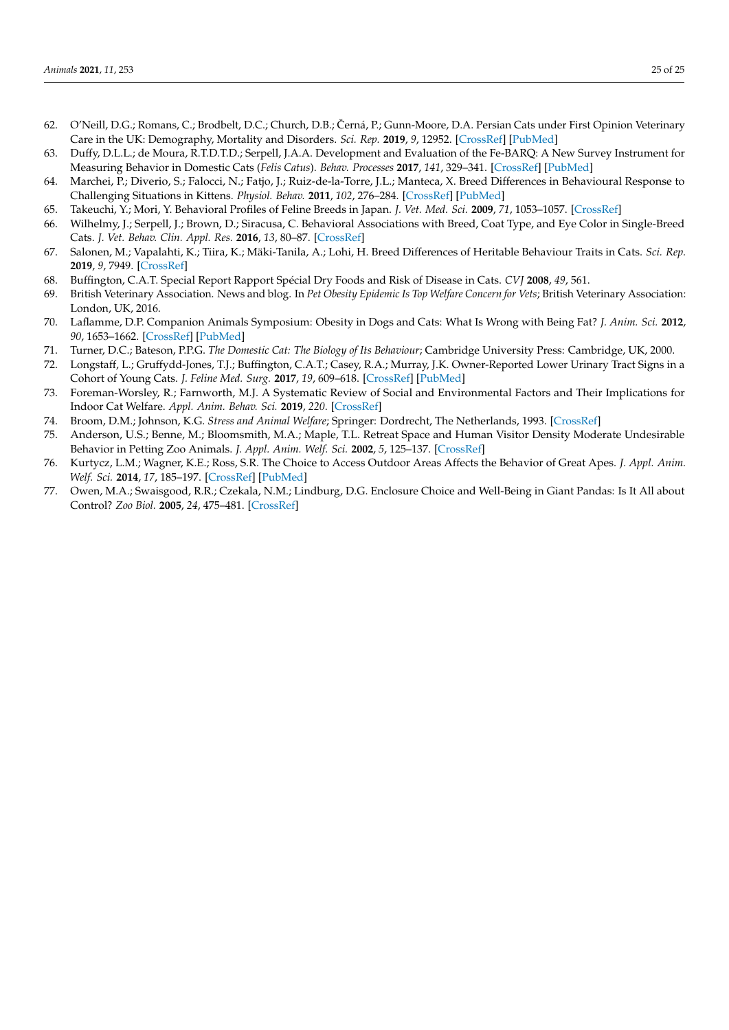62. O'Neill, D.G.; Romans, C.; Brodbelt, D.C.; Church, D.B.; Černá, P.; Gunn-Moore, D.A. Persian Cats under First Opinion Veterinary Care in the UK: Demography, Mortality and Disorders. *Sci. Rep.* **2019**, *9*, 12952. [CrossRef] [PubMed]
63. Duffy, D.L.L.; de Moura, R.T.D.T.D.; Serpell, J.A.A. Development and Evaluation of the Fe-BARQ: A New Survey Instrument for Measuring Behavior in Domestic Cats (*Felis Catus*). *Behav. Processes* **2017**, *141*, 329–341. [CrossRef] [PubMed]
64. Marchei, P.; Diverio, S.; Falocci, N.; Fatjo, J.; Ruiz-de-la-Torre, J.L.; Manteca, X. Breed Differences in Behavioural Response to Challenging Situations in Kittens. *Physiol. Behav.* **2011**, *102*, 276–284. [CrossRef] [PubMed]
65. Takeuchi, Y.; Mori, Y. Behavioral Profiles of Feline Breeds in Japan. *J. Vet. Med. Sci.* **2009**, *71*, 1053–1057. [CrossRef]
66. Wilhelmy, J.; Serpell, J.; Brown, D.; Siracusa, C. Behavioral Associations with Breed, Coat Type, and Eye Color in Single-Breed Cats. *J. Vet. Behav. Clin. Appl. Res.* **2016**, *13*, 80–87. [CrossRef]
67. Salonen, M.; Vapalahti, K.; Tiira, K.; Mäki-Tanila, A.; Lohi, H. Breed Differences of Heritable Behaviour Traits in Cats. *Sci. Rep.* **2019**, *9*, 7949. [CrossRef]
68. Buffington, C.A.T. Special Report Rapport Spécial Dry Foods and Risk of Disease in Cats. *CVJ* **2008**, *49*, 561.
69. British Veterinary Association. News and blog. In *Pet Obesity Epidemic Is Top Welfare Concern for Vets*; British Veterinary Association: London, UK, 2016.
70. Laflamme, D.P. Companion Animals Symposium: Obesity in Dogs and Cats: What Is Wrong with Being Fat? *J. Anim. Sci.* **2012**, *90*, 1653–1662. [CrossRef] [PubMed]
71. Turner, D.C.; Bateson, P.P.G. *The Domestic Cat: The Biology of Its Behaviour*; Cambridge University Press: Cambridge, UK, 2000.
72. Longstaff, L.; Gruffydd-Jones, T.J.; Buffington, C.A.T.; Casey, R.A.; Murray, J.K. Owner-Reported Lower Urinary Tract Signs in a Cohort of Young Cats. *J. Feline Med. Surg.* **2017**, *19*, 609–618. [CrossRef] [PubMed]
73. Foreman-Worsley, R.; Farnworth, M.J. A Systematic Review of Social and Environmental Factors and Their Implications for Indoor Cat Welfare. *Appl. Anim. Behav. Sci.* **2019**, *220*. [CrossRef]
74. Broom, D.M.; Johnson, K.G. *Stress and Animal Welfare*; Springer: Dordrecht, The Netherlands, 1993. [CrossRef]
75. Anderson, U.S.; Benne, M.; Bloomsmith, M.A.; Maple, T.L. Retreat Space and Human Visitor Density Moderate Undesirable Behavior in Petting Zoo Animals. *J. Appl. Anim. Welf. Sci.* **2002**, *5*, 125–137. [CrossRef]
76. Kurtycz, L.M.; Wagner, K.E.; Ross, S.R. The Choice to Access Outdoor Areas Affects the Behavior of Great Apes. *J. Appl. Anim. Welf. Sci.* **2014**, *17*, 185–197. [CrossRef] [PubMed]
77. Owen, M.A.; Swaisgood, R.R.; Czekala, N.M.; Lindburg, D.G. Enclosure Choice and Well-Being in Giant Pandas: Is It All about Control? *Zoo Biol.* **2005**, *24*, 475–481. [CrossRef]